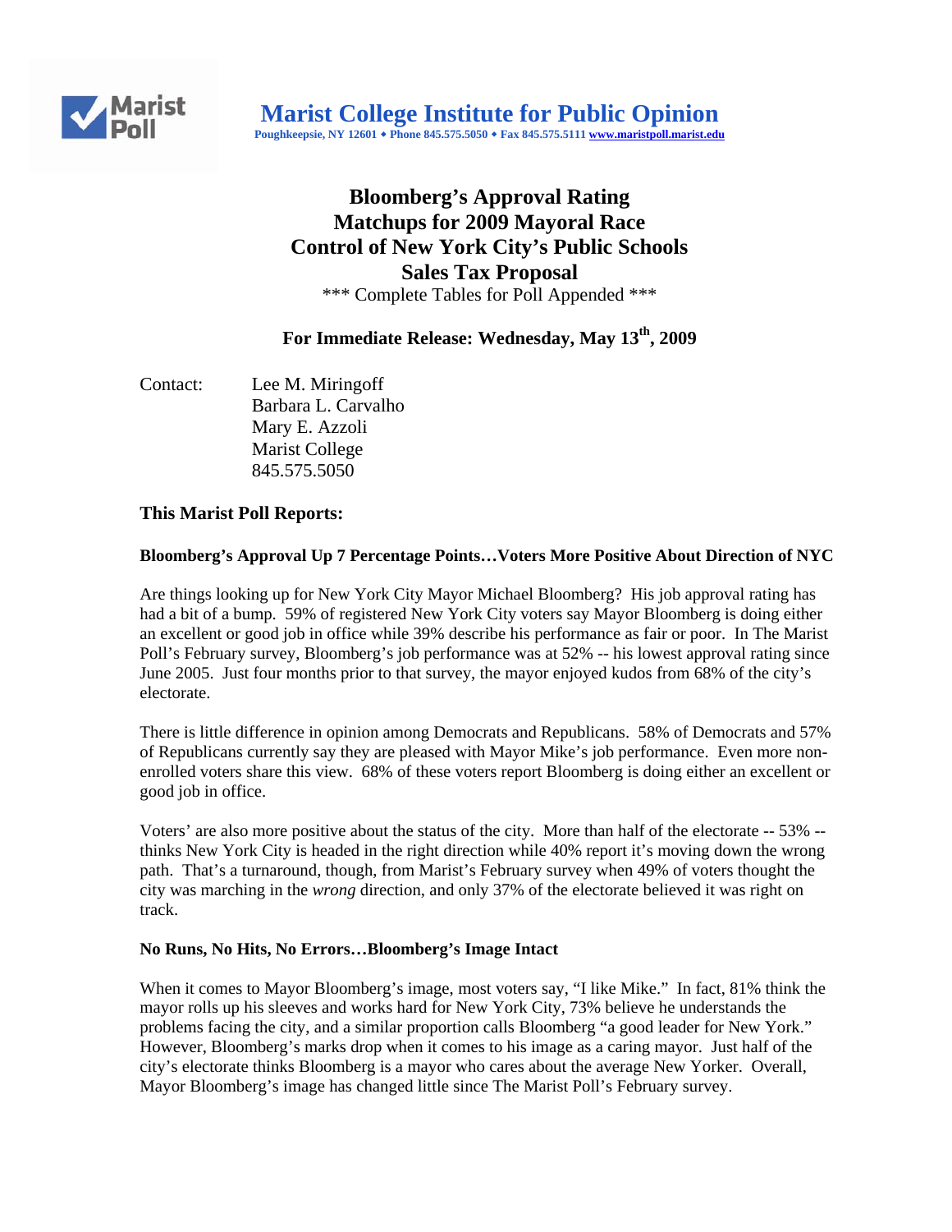# Marist College Institute for Public Opinion

Poughkeepsie, NY 12601 ♦ Phone 845.575.5050 ♦ Fax 845.575.5111 www.maristpoll.marist.edu

## Bloomberg's Approval Rating
## Matchups for 2009 Mayoral Race
## Control of New York City's Public Schools
## Sales Tax Proposal

\*\*\* Complete Tables for Poll Appended \*\*\*

**For Immediate Release: Wednesday, May 13th, 2009**

Contact: Lee M. Miringoff
Barbara L. Carvalho
Mary E. Azzoli
Marist College
845.575.5050

### This Marist Poll Reports:

**Bloomberg's Approval Up 7 Percentage Points…Voters More Positive About Direction of NYC**

Are things looking up for New York City Mayor Michael Bloomberg? His job approval rating has had a bit of a bump. 59% of registered New York City voters say Mayor Bloomberg is doing either an excellent or good job in office while 39% describe his performance as fair or poor. In The Marist Poll's February survey, Bloomberg's job performance was at 52% -- his lowest approval rating since June 2005. Just four months prior to that survey, the mayor enjoyed kudos from 68% of the city's electorate.

There is little difference in opinion among Democrats and Republicans. 58% of Democrats and 57% of Republicans currently say they are pleased with Mayor Mike's job performance. Even more non-enrolled voters share this view. 68% of these voters report Bloomberg is doing either an excellent or good job in office.

Voters' are also more positive about the status of the city. More than half of the electorate -- 53% -- thinks New York City is headed in the right direction while 40% report it's moving down the wrong path. That's a turnaround, though, from Marist's February survey when 49% of voters thought the city was marching in the *wrong* direction, and only 37% of the electorate believed it was right on track.

**No Runs, No Hits, No Errors…Bloomberg's Image Intact**

When it comes to Mayor Bloomberg's image, most voters say, "I like Mike." In fact, 81% think the mayor rolls up his sleeves and works hard for New York City, 73% believe he understands the problems facing the city, and a similar proportion calls Bloomberg "a good leader for New York." However, Bloomberg's marks drop when it comes to his image as a caring mayor. Just half of the city's electorate thinks Bloomberg is a mayor who cares about the average New Yorker. Overall, Mayor Bloomberg's image has changed little since The Marist Poll's February survey.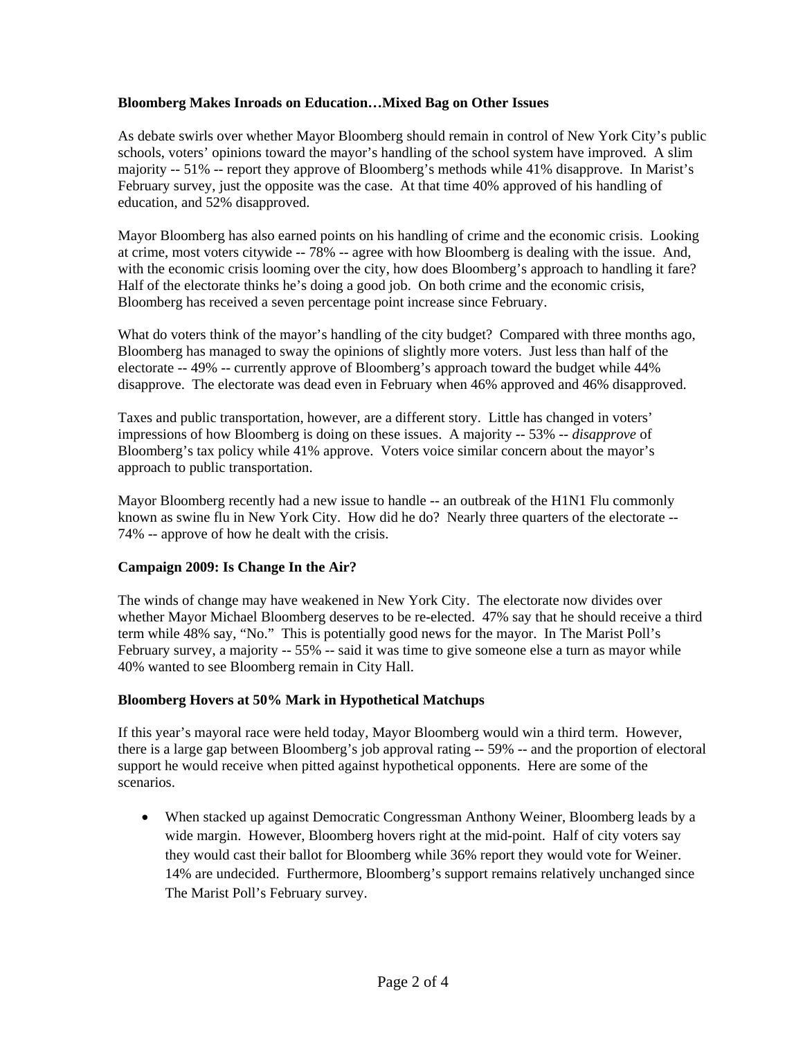**Bloomberg Makes Inroads on Education…Mixed Bag on Other Issues**

As debate swirls over whether Mayor Bloomberg should remain in control of New York City's public schools, voters' opinions toward the mayor's handling of the school system have improved. A slim majority -- 51% -- report they approve of Bloomberg's methods while 41% disapprove. In Marist's February survey, just the opposite was the case. At that time 40% approved of his handling of education, and 52% disapproved.

Mayor Bloomberg has also earned points on his handling of crime and the economic crisis. Looking at crime, most voters citywide -- 78% -- agree with how Bloomberg is dealing with the issue. And, with the economic crisis looming over the city, how does Bloomberg's approach to handling it fare? Half of the electorate thinks he's doing a good job. On both crime and the economic crisis, Bloomberg has received a seven percentage point increase since February.

What do voters think of the mayor's handling of the city budget? Compared with three months ago, Bloomberg has managed to sway the opinions of slightly more voters. Just less than half of the electorate -- 49% -- currently approve of Bloomberg's approach toward the budget while 44% disapprove. The electorate was dead even in February when 46% approved and 46% disapproved.

Taxes and public transportation, however, are a different story. Little has changed in voters' impressions of how Bloomberg is doing on these issues. A majority -- 53% -- *disapprove* of Bloomberg's tax policy while 41% approve. Voters voice similar concern about the mayor's approach to public transportation.

Mayor Bloomberg recently had a new issue to handle -- an outbreak of the H1N1 Flu commonly known as swine flu in New York City. How did he do? Nearly three quarters of the electorate -- 74% -- approve of how he dealt with the crisis.

**Campaign 2009: Is Change In the Air?**

The winds of change may have weakened in New York City. The electorate now divides over whether Mayor Michael Bloomberg deserves to be re-elected. 47% say that he should receive a third term while 48% say, "No." This is potentially good news for the mayor. In The Marist Poll's February survey, a majority -- 55% -- said it was time to give someone else a turn as mayor while 40% wanted to see Bloomberg remain in City Hall.

**Bloomberg Hovers at 50% Mark in Hypothetical Matchups**

If this year's mayoral race were held today, Mayor Bloomberg would win a third term. However, there is a large gap between Bloomberg's job approval rating -- 59% -- and the proportion of electoral support he would receive when pitted against hypothetical opponents. Here are some of the scenarios.

- When stacked up against Democratic Congressman Anthony Weiner, Bloomberg leads by a wide margin. However, Bloomberg hovers right at the mid-point. Half of city voters say they would cast their ballot for Bloomberg while 36% report they would vote for Weiner. 14% are undecided. Furthermore, Bloomberg's support remains relatively unchanged since The Marist Poll's February survey.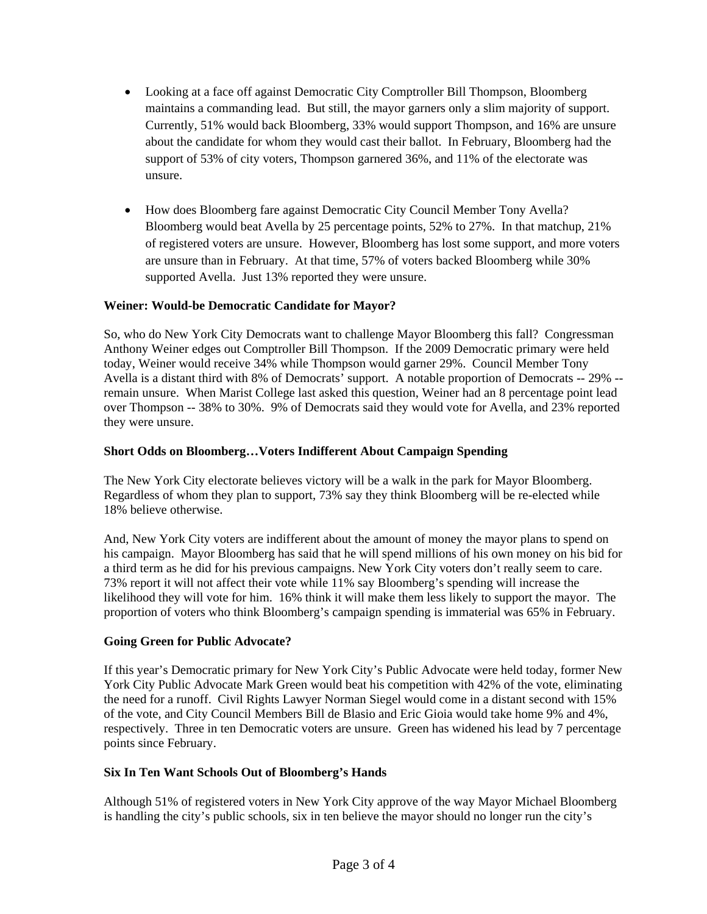- Looking at a face off against Democratic City Comptroller Bill Thompson, Bloomberg maintains a commanding lead. But still, the mayor garners only a slim majority of support. Currently, 51% would back Bloomberg, 33% would support Thompson, and 16% are unsure about the candidate for whom they would cast their ballot. In February, Bloomberg had the support of 53% of city voters, Thompson garnered 36%, and 11% of the electorate was unsure.

- How does Bloomberg fare against Democratic City Council Member Tony Avella? Bloomberg would beat Avella by 25 percentage points, 52% to 27%. In that matchup, 21% of registered voters are unsure. However, Bloomberg has lost some support, and more voters are unsure than in February. At that time, 57% of voters backed Bloomberg while 30% supported Avella. Just 13% reported they were unsure.

**Weiner: Would-be Democratic Candidate for Mayor?**

So, who do New York City Democrats want to challenge Mayor Bloomberg this fall? Congressman Anthony Weiner edges out Comptroller Bill Thompson. If the 2009 Democratic primary were held today, Weiner would receive 34% while Thompson would garner 29%. Council Member Tony Avella is a distant third with 8% of Democrats' support. A notable proportion of Democrats -- 29% -- remain unsure. When Marist College last asked this question, Weiner had an 8 percentage point lead over Thompson -- 38% to 30%. 9% of Democrats said they would vote for Avella, and 23% reported they were unsure.

**Short Odds on Bloomberg…Voters Indifferent About Campaign Spending**

The New York City electorate believes victory will be a walk in the park for Mayor Bloomberg. Regardless of whom they plan to support, 73% say they think Bloomberg will be re-elected while 18% believe otherwise.

And, New York City voters are indifferent about the amount of money the mayor plans to spend on his campaign. Mayor Bloomberg has said that he will spend millions of his own money on his bid for a third term as he did for his previous campaigns. New York City voters don't really seem to care. 73% report it will not affect their vote while 11% say Bloomberg's spending will increase the likelihood they will vote for him. 16% think it will make them less likely to support the mayor. The proportion of voters who think Bloomberg's campaign spending is immaterial was 65% in February.

**Going Green for Public Advocate?**

If this year's Democratic primary for New York City's Public Advocate were held today, former New York City Public Advocate Mark Green would beat his competition with 42% of the vote, eliminating the need for a runoff. Civil Rights Lawyer Norman Siegel would come in a distant second with 15% of the vote, and City Council Members Bill de Blasio and Eric Gioia would take home 9% and 4%, respectively. Three in ten Democratic voters are unsure. Green has widened his lead by 7 percentage points since February.

**Six In Ten Want Schools Out of Bloomberg's Hands**

Although 51% of registered voters in New York City approve of the way Mayor Michael Bloomberg is handling the city's public schools, six in ten believe the mayor should no longer run the city's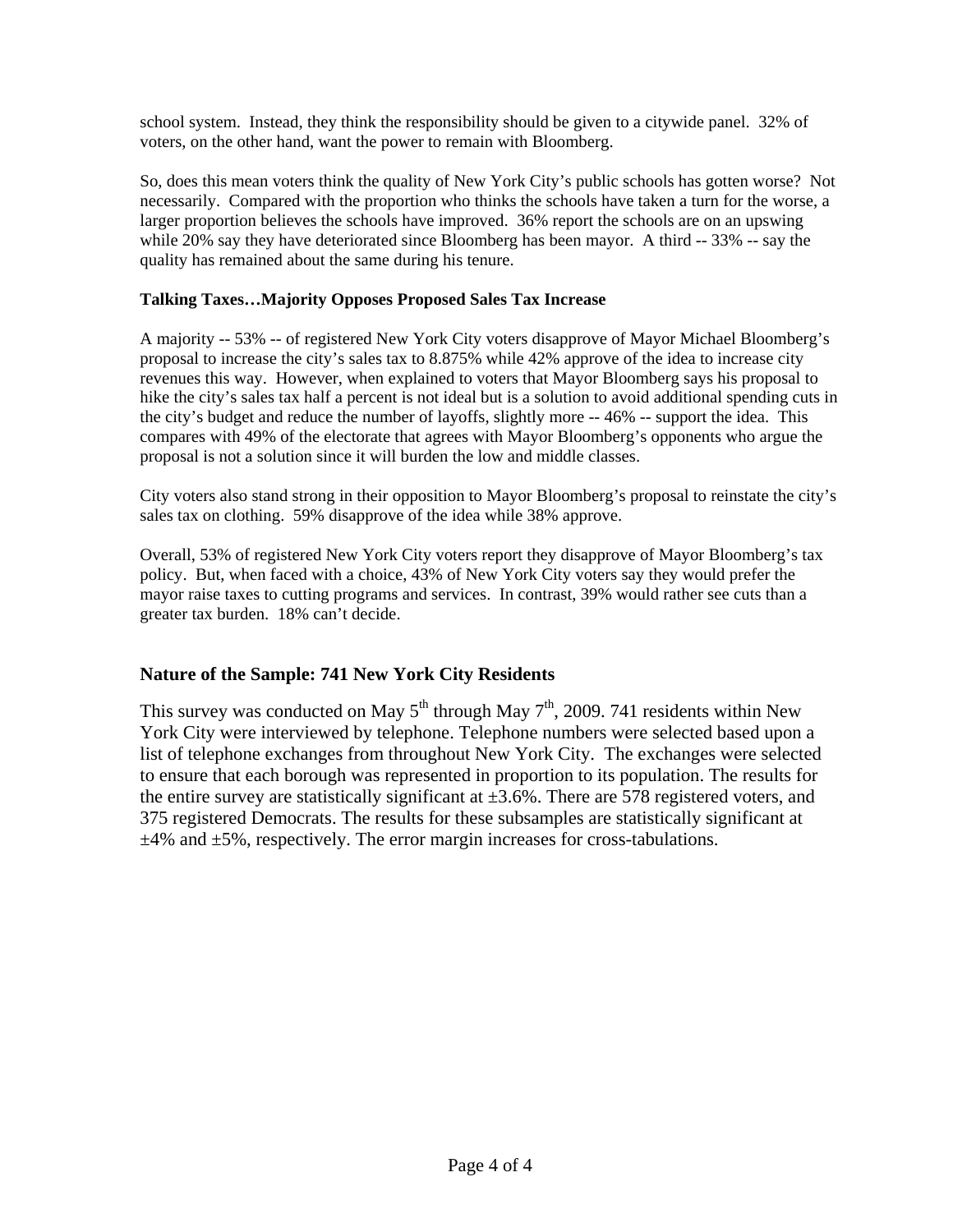school system. Instead, they think the responsibility should be given to a citywide panel. 32% of voters, on the other hand, want the power to remain with Bloomberg.

So, does this mean voters think the quality of New York City's public schools has gotten worse? Not necessarily. Compared with the proportion who thinks the schools have taken a turn for the worse, a larger proportion believes the schools have improved. 36% report the schools are on an upswing while 20% say they have deteriorated since Bloomberg has been mayor. A third -- 33% -- say the quality has remained about the same during his tenure.

**Talking Taxes…Majority Opposes Proposed Sales Tax Increase**

A majority -- 53% -- of registered New York City voters disapprove of Mayor Michael Bloomberg's proposal to increase the city's sales tax to 8.875% while 42% approve of the idea to increase city revenues this way. However, when explained to voters that Mayor Bloomberg says his proposal to hike the city's sales tax half a percent is not ideal but is a solution to avoid additional spending cuts in the city's budget and reduce the number of layoffs, slightly more -- 46% -- support the idea. This compares with 49% of the electorate that agrees with Mayor Bloomberg's opponents who argue the proposal is not a solution since it will burden the low and middle classes.

City voters also stand strong in their opposition to Mayor Bloomberg's proposal to reinstate the city's sales tax on clothing. 59% disapprove of the idea while 38% approve.

Overall, 53% of registered New York City voters report they disapprove of Mayor Bloomberg's tax policy. But, when faced with a choice, 43% of New York City voters say they would prefer the mayor raise taxes to cutting programs and services. In contrast, 39% would rather see cuts than a greater tax burden. 18% can't decide.

## Nature of the Sample: 741 New York City Residents

This survey was conducted on May 5th through May 7th, 2009. 741 residents within New York City were interviewed by telephone. Telephone numbers were selected based upon a list of telephone exchanges from throughout New York City. The exchanges were selected to ensure that each borough was represented in proportion to its population. The results for the entire survey are statistically significant at ±3.6%. There are 578 registered voters, and 375 registered Democrats. The results for these subsamples are statistically significant at ±4% and ±5%, respectively. The error margin increases for cross-tabulations.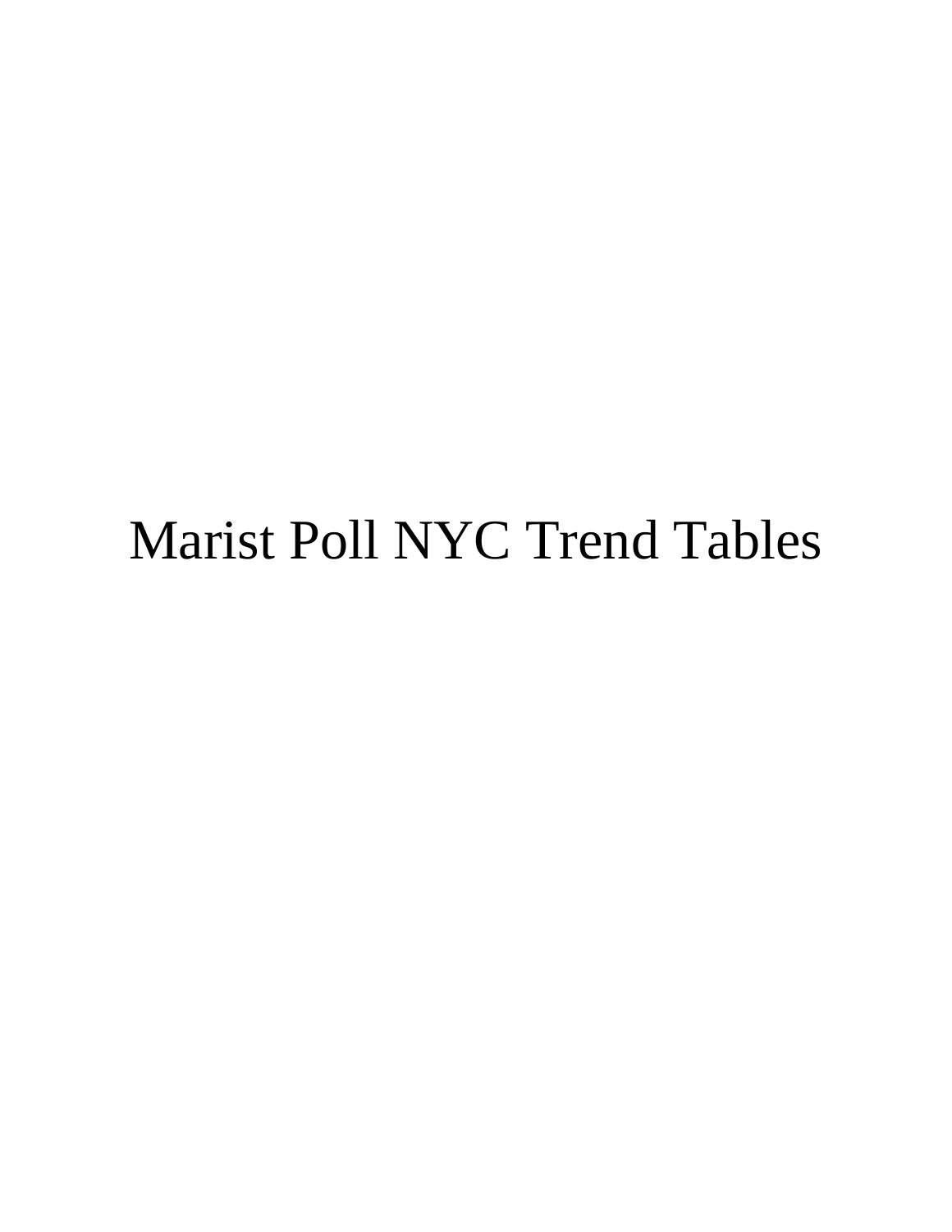# Marist Poll NYC Trend Tables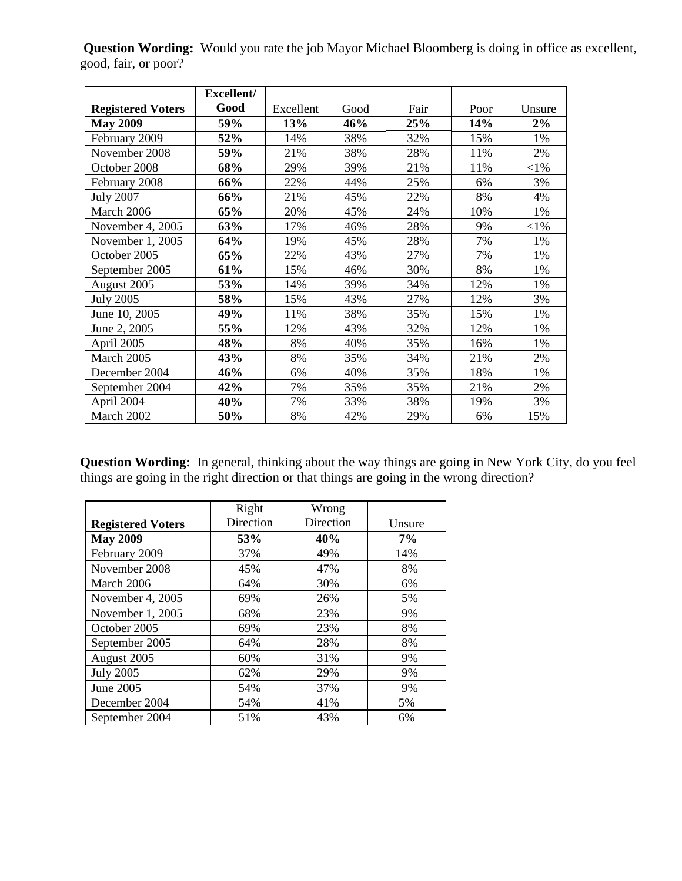**Question Wording:** Would you rate the job Mayor Michael Bloomberg is doing in office as excellent, good, fair, or poor?

| **Registered Voters** | **Excellent/ Good** | Excellent | Good | Fair | Poor | Unsure |
|---|---|---|---|---|---|---|
| **May 2009** | **59%** | **13%** | **46%** | **25%** | **14%** | **2%** |
| February 2009 | **52%** | 14% | 38% | 32% | 15% | 1% |
| November 2008 | **59%** | 21% | 38% | 28% | 11% | 2% |
| October 2008 | **68%** | 29% | 39% | 21% | 11% | <1% |
| February 2008 | **66%** | 22% | 44% | 25% | 6% | 3% |
| July 2007 | **66%** | 21% | 45% | 22% | 8% | 4% |
| March 2006 | **65%** | 20% | 45% | 24% | 10% | 1% |
| November 4, 2005 | **63%** | 17% | 46% | 28% | 9% | <1% |
| November 1, 2005 | **64%** | 19% | 45% | 28% | 7% | 1% |
| October 2005 | **65%** | 22% | 43% | 27% | 7% | 1% |
| September 2005 | **61%** | 15% | 46% | 30% | 8% | 1% |
| August 2005 | **53%** | 14% | 39% | 34% | 12% | 1% |
| July 2005 | **58%** | 15% | 43% | 27% | 12% | 3% |
| June 10, 2005 | **49%** | 11% | 38% | 35% | 15% | 1% |
| June 2, 2005 | **55%** | 12% | 43% | 32% | 12% | 1% |
| April 2005 | **48%** | 8% | 40% | 35% | 16% | 1% |
| March 2005 | **43%** | 8% | 35% | 34% | 21% | 2% |
| December 2004 | **46%** | 6% | 40% | 35% | 18% | 1% |
| September 2004 | **42%** | 7% | 35% | 35% | 21% | 2% |
| April 2004 | **40%** | 7% | 33% | 38% | 19% | 3% |
| March 2002 | **50%** | 8% | 42% | 29% | 6% | 15% |

**Question Wording:** In general, thinking about the way things are going in New York City, do you feel things are going in the right direction or that things are going in the wrong direction?

| **Registered Voters** | Right Direction | Wrong Direction | Unsure |
|---|---|---|---|
| **May 2009** | **53%** | **40%** | **7%** |
| February 2009 | 37% | 49% | 14% |
| November 2008 | 45% | 47% | 8% |
| March 2006 | 64% | 30% | 6% |
| November 4, 2005 | 69% | 26% | 5% |
| November 1, 2005 | 68% | 23% | 9% |
| October 2005 | 69% | 23% | 8% |
| September 2005 | 64% | 28% | 8% |
| August 2005 | 60% | 31% | 9% |
| July 2005 | 62% | 29% | 9% |
| June 2005 | 54% | 37% | 9% |
| December 2004 | 54% | 41% | 5% |
| September 2004 | 51% | 43% | 6% |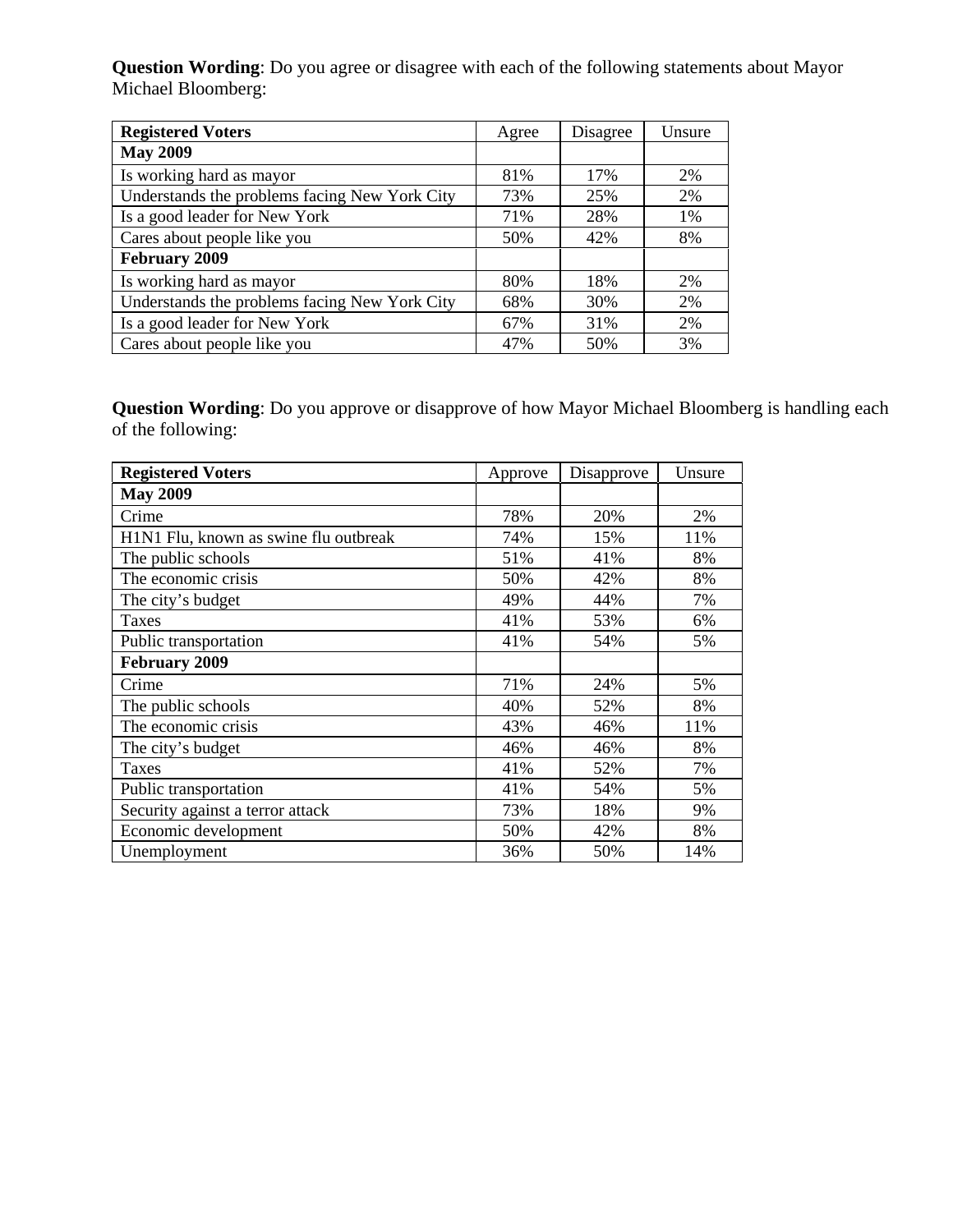**Question Wording**: Do you agree or disagree with each of the following statements about Mayor Michael Bloomberg:

| **Registered Voters** | Agree | Disagree | Unsure |
|---|---|---|---|
| **May 2009** | | | |
| Is working hard as mayor | 81% | 17% | 2% |
| Understands the problems facing New York City | 73% | 25% | 2% |
| Is a good leader for New York | 71% | 28% | 1% |
| Cares about people like you | 50% | 42% | 8% |
| **February 2009** | | | |
| Is working hard as mayor | 80% | 18% | 2% |
| Understands the problems facing New York City | 68% | 30% | 2% |
| Is a good leader for New York | 67% | 31% | 2% |
| Cares about people like you | 47% | 50% | 3% |

**Question Wording**: Do you approve or disapprove of how Mayor Michael Bloomberg is handling each of the following:

| **Registered Voters** | Approve | Disapprove | Unsure |
|---|---|---|---|
| **May 2009** | | | |
| Crime | 78% | 20% | 2% |
| H1N1 Flu, known as swine flu outbreak | 74% | 15% | 11% |
| The public schools | 51% | 41% | 8% |
| The economic crisis | 50% | 42% | 8% |
| The city's budget | 49% | 44% | 7% |
| Taxes | 41% | 53% | 6% |
| Public transportation | 41% | 54% | 5% |
| **February 2009** | | | |
| Crime | 71% | 24% | 5% |
| The public schools | 40% | 52% | 8% |
| The economic crisis | 43% | 46% | 11% |
| The city's budget | 46% | 46% | 8% |
| Taxes | 41% | 52% | 7% |
| Public transportation | 41% | 54% | 5% |
| Security against a terror attack | 73% | 18% | 9% |
| Economic development | 50% | 42% | 8% |
| Unemployment | 36% | 50% | 14% |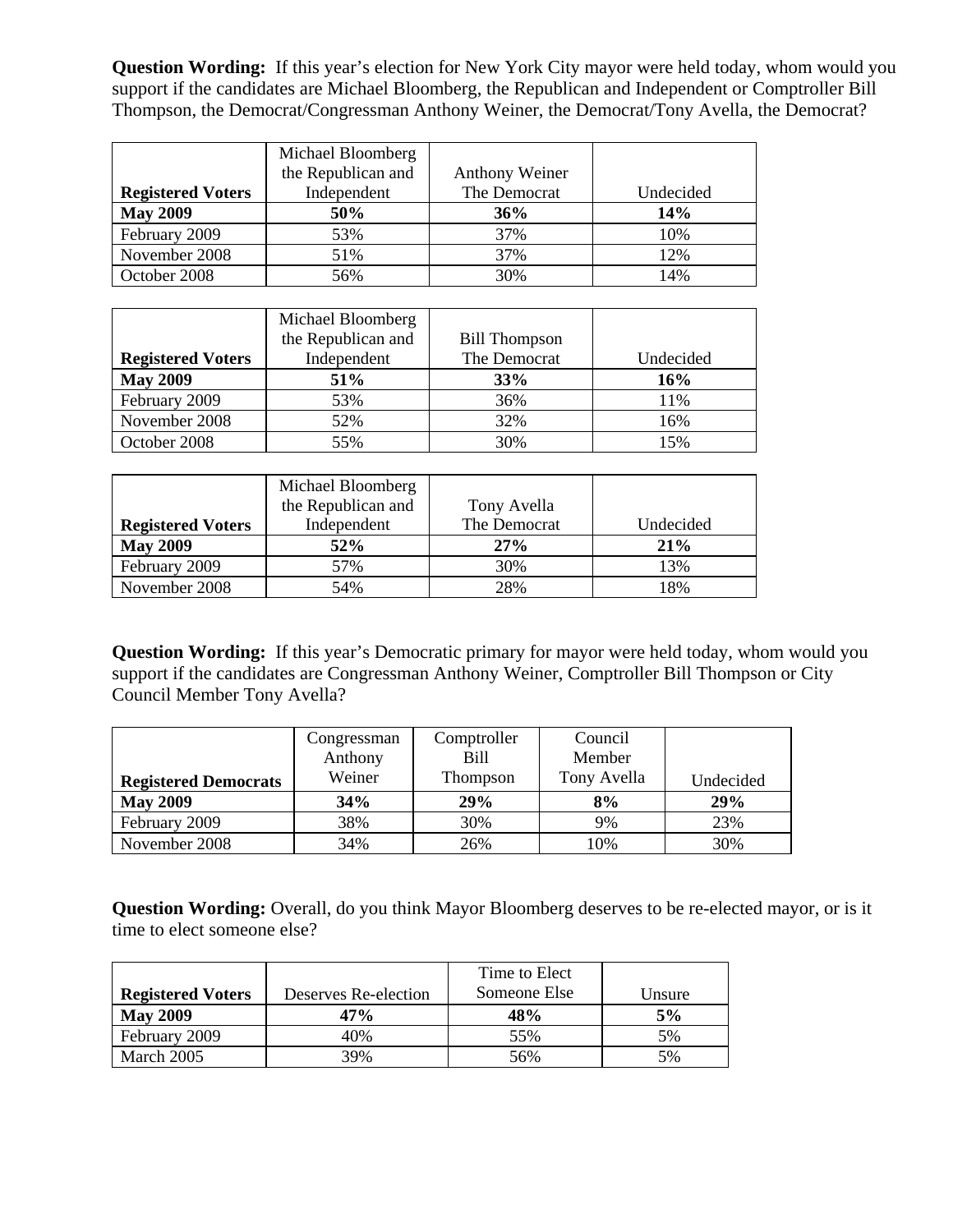**Question Wording:** If this year's election for New York City mayor were held today, whom would you support if the candidates are Michael Bloomberg, the Republican and Independent or Comptroller Bill Thompson, the Democrat/Congressman Anthony Weiner, the Democrat/Tony Avella, the Democrat?

| **Registered Voters** | Michael Bloomberg the Republican and Independent | Anthony Weiner The Democrat | Undecided |
|---|---|---|---|
| **May 2009** | **50%** | **36%** | **14%** |
| February 2009 | 53% | 37% | 10% |
| November 2008 | 51% | 37% | 12% |
| October 2008 | 56% | 30% | 14% |

| **Registered Voters** | Michael Bloomberg the Republican and Independent | Bill Thompson The Democrat | Undecided |
|---|---|---|---|
| **May 2009** | **51%** | **33%** | **16%** |
| February 2009 | 53% | 36% | 11% |
| November 2008 | 52% | 32% | 16% |
| October 2008 | 55% | 30% | 15% |

| **Registered Voters** | Michael Bloomberg the Republican and Independent | Tony Avella The Democrat | Undecided |
|---|---|---|---|
| **May 2009** | **52%** | **27%** | **21%** |
| February 2009 | 57% | 30% | 13% |
| November 2008 | 54% | 28% | 18% |

**Question Wording:** If this year's Democratic primary for mayor were held today, whom would you support if the candidates are Congressman Anthony Weiner, Comptroller Bill Thompson or City Council Member Tony Avella?

| **Registered Democrats** | Congressman Anthony Weiner | Comptroller Bill Thompson | Council Member Tony Avella | Undecided |
|---|---|---|---|---|
| **May 2009** | **34%** | **29%** | **8%** | **29%** |
| February 2009 | 38% | 30% | 9% | 23% |
| November 2008 | 34% | 26% | 10% | 30% |

**Question Wording:** Overall, do you think Mayor Bloomberg deserves to be re-elected mayor, or is it time to elect someone else?

| **Registered Voters** | Deserves Re-election | Time to Elect Someone Else | Unsure |
|---|---|---|---|
| **May 2009** | **47%** | **48%** | **5%** |
| February 2009 | 40% | 55% | 5% |
| March 2005 | 39% | 56% | 5% |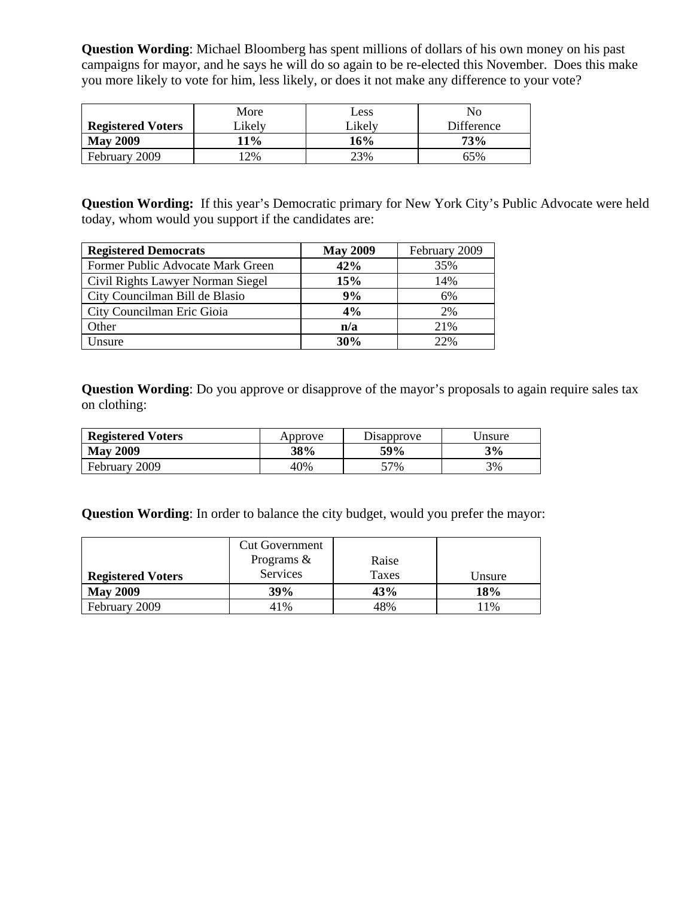**Question Wording**: Michael Bloomberg has spent millions of dollars of his own money on his past campaigns for mayor, and he says he will do so again to be re-elected this November. Does this make you more likely to vote for him, less likely, or does it not make any difference to your vote?

| **Registered Voters** | More Likely | Less Likely | No Difference |
|---|---|---|---|
| **May 2009** | **11%** | **16%** | **73%** |
| February 2009 | 12% | 23% | 65% |

**Question Wording:** If this year's Democratic primary for New York City's Public Advocate were held today, whom would you support if the candidates are:

| **Registered Democrats** | **May 2009** | February 2009 |
|---|---|---|
| Former Public Advocate Mark Green | **42%** | 35% |
| Civil Rights Lawyer Norman Siegel | **15%** | 14% |
| City Councilman Bill de Blasio | **9%** | 6% |
| City Councilman Eric Gioia | **4%** | 2% |
| Other | **n/a** | 21% |
| Unsure | **30%** | 22% |

**Question Wording**: Do you approve or disapprove of the mayor's proposals to again require sales tax on clothing:

| **Registered Voters** | Approve | Disapprove | Unsure |
|---|---|---|---|
| **May 2009** | **38%** | **59%** | **3%** |
| February 2009 | 40% | 57% | 3% |

**Question Wording**: In order to balance the city budget, would you prefer the mayor:

| **Registered Voters** | Cut Government Programs & Services | Raise Taxes | Unsure |
|---|---|---|---|
| **May 2009** | **39%** | **43%** | **18%** |
| February 2009 | 41% | 48% | 11% |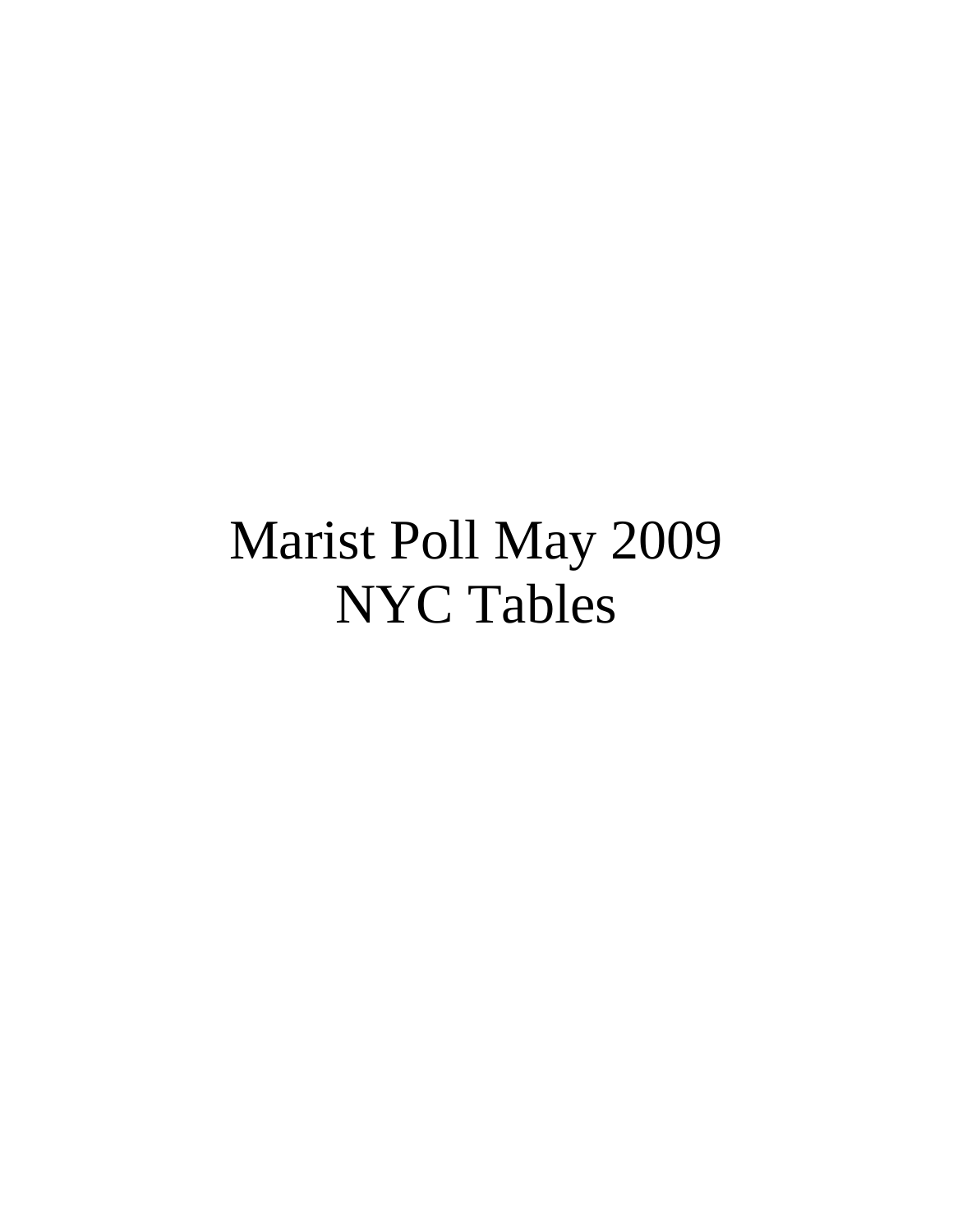# Marist Poll May 2009
# NYC Tables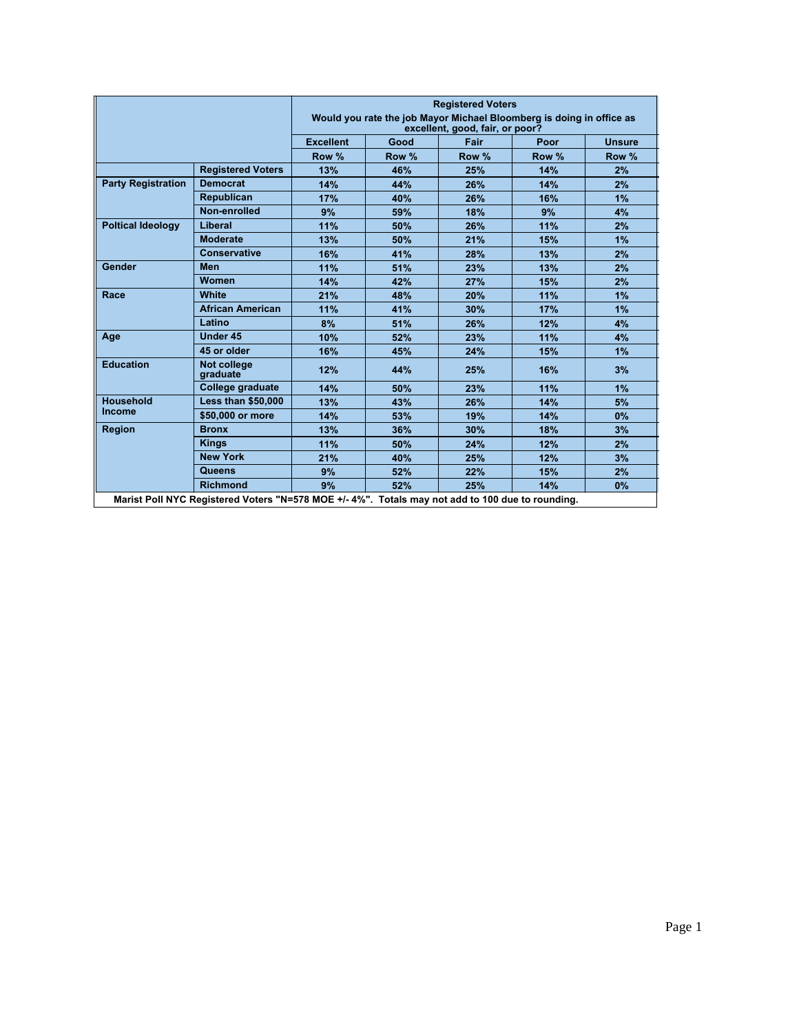| | | Registered Voters<br>Would you rate the job Mayor Michael Bloomberg is doing in office as excellent, good, fair, or poor? | | | | |
|---|---|---|---|---|---|---|
| | | Excellent | Good | Fair | Poor | Unsure |
| | | Row % | Row % | Row % | Row % | Row % |
| | Registered Voters | 13% | 46% | 25% | 14% | 2% |
| Party Registration | Democrat | 14% | 44% | 26% | 14% | 2% |
| | Republican | 17% | 40% | 26% | 16% | 1% |
| | Non-enrolled | 9% | 59% | 18% | 9% | 4% |
| Poltical Ideology | Liberal | 11% | 50% | 26% | 11% | 2% |
| | Moderate | 13% | 50% | 21% | 15% | 1% |
| | Conservative | 16% | 41% | 28% | 13% | 2% |
| Gender | Men | 11% | 51% | 23% | 13% | 2% |
| | Women | 14% | 42% | 27% | 15% | 2% |
| Race | White | 21% | 48% | 20% | 11% | 1% |
| | African American | 11% | 41% | 30% | 17% | 1% |
| | Latino | 8% | 51% | 26% | 12% | 4% |
| Age | Under 45 | 10% | 52% | 23% | 11% | 4% |
| | 45 or older | 16% | 45% | 24% | 15% | 1% |
| Education | Not college graduate | 12% | 44% | 25% | 16% | 3% |
| | College graduate | 14% | 50% | 23% | 11% | 1% |
| Household Income | Less than $50,000 | 13% | 43% | 26% | 14% | 5% |
| | $50,000 or more | 14% | 53% | 19% | 14% | 0% |
| Region | Bronx | 13% | 36% | 30% | 18% | 3% |
| | Kings | 11% | 50% | 24% | 12% | 2% |
| | New York | 21% | 40% | 25% | 12% | 3% |
| | Queens | 9% | 52% | 22% | 15% | 2% |
| | Richmond | 9% | 52% | 25% | 14% | 0% |

Marist Poll NYC Registered Voters "N=578 MOE +/- 4%". Totals may not add to 100 due to rounding.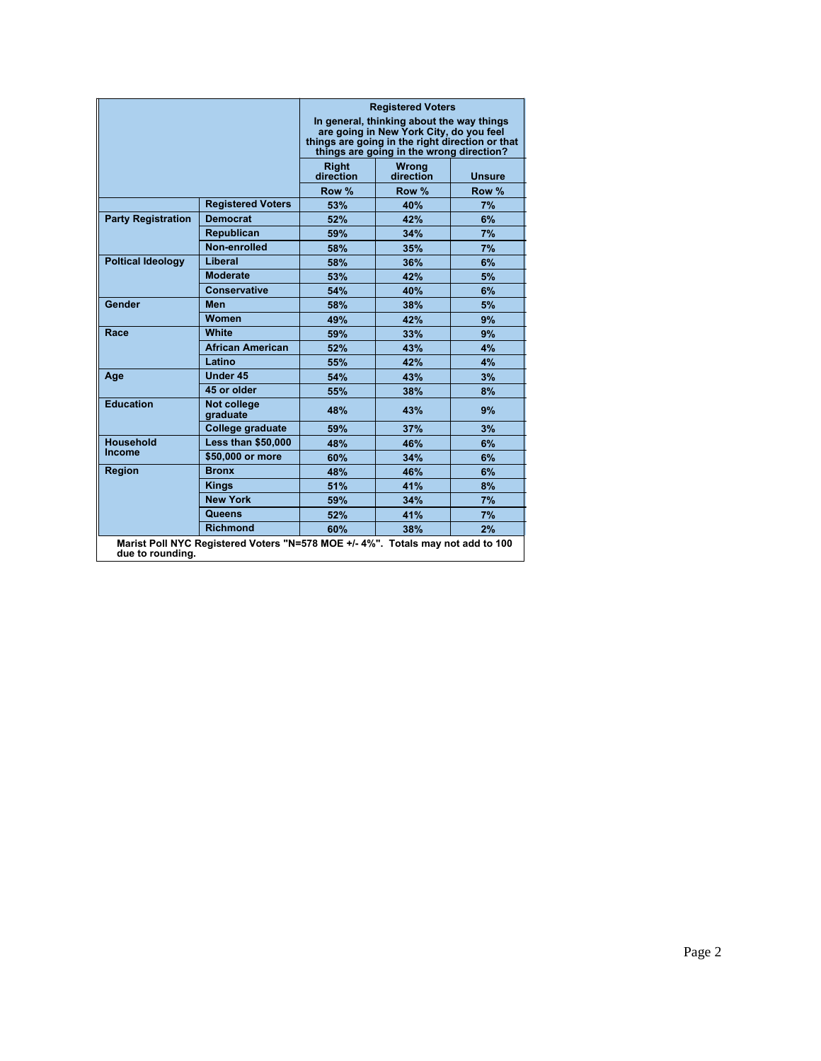| | | Registered Voters<br>In general, thinking about the way things are going in New York City, do you feel things are going in the right direction or that things are going in the wrong direction? | | |
|---|---|---|---|---|
| | | Right direction | Wrong direction | Unsure |
| | | Row % | Row % | Row % |
| | Registered Voters | 53% | 40% | 7% |
| Party Registration | Democrat | 52% | 42% | 6% |
| | Republican | 59% | 34% | 7% |
| | Non-enrolled | 58% | 35% | 7% |
| Poltical Ideology | Liberal | 58% | 36% | 6% |
| | Moderate | 53% | 42% | 5% |
| | Conservative | 54% | 40% | 6% |
| Gender | Men | 58% | 38% | 5% |
| | Women | 49% | 42% | 9% |
| Race | White | 59% | 33% | 9% |
| | African American | 52% | 43% | 4% |
| | Latino | 55% | 42% | 4% |
| Age | Under 45 | 54% | 43% | 3% |
| | 45 or older | 55% | 38% | 8% |
| Education | Not college graduate | 48% | 43% | 9% |
| | College graduate | 59% | 37% | 3% |
| Household Income | Less than $50,000 | 48% | 46% | 6% |
| | $50,000 or more | 60% | 34% | 6% |
| Region | Bronx | 48% | 46% | 6% |
| | Kings | 51% | 41% | 8% |
| | New York | 59% | 34% | 7% |
| | Queens | 52% | 41% | 7% |
| | Richmond | 60% | 38% | 2% |

Marist Poll NYC Registered Voters "N=578 MOE +/- 4%". Totals may not add to 100 due to rounding.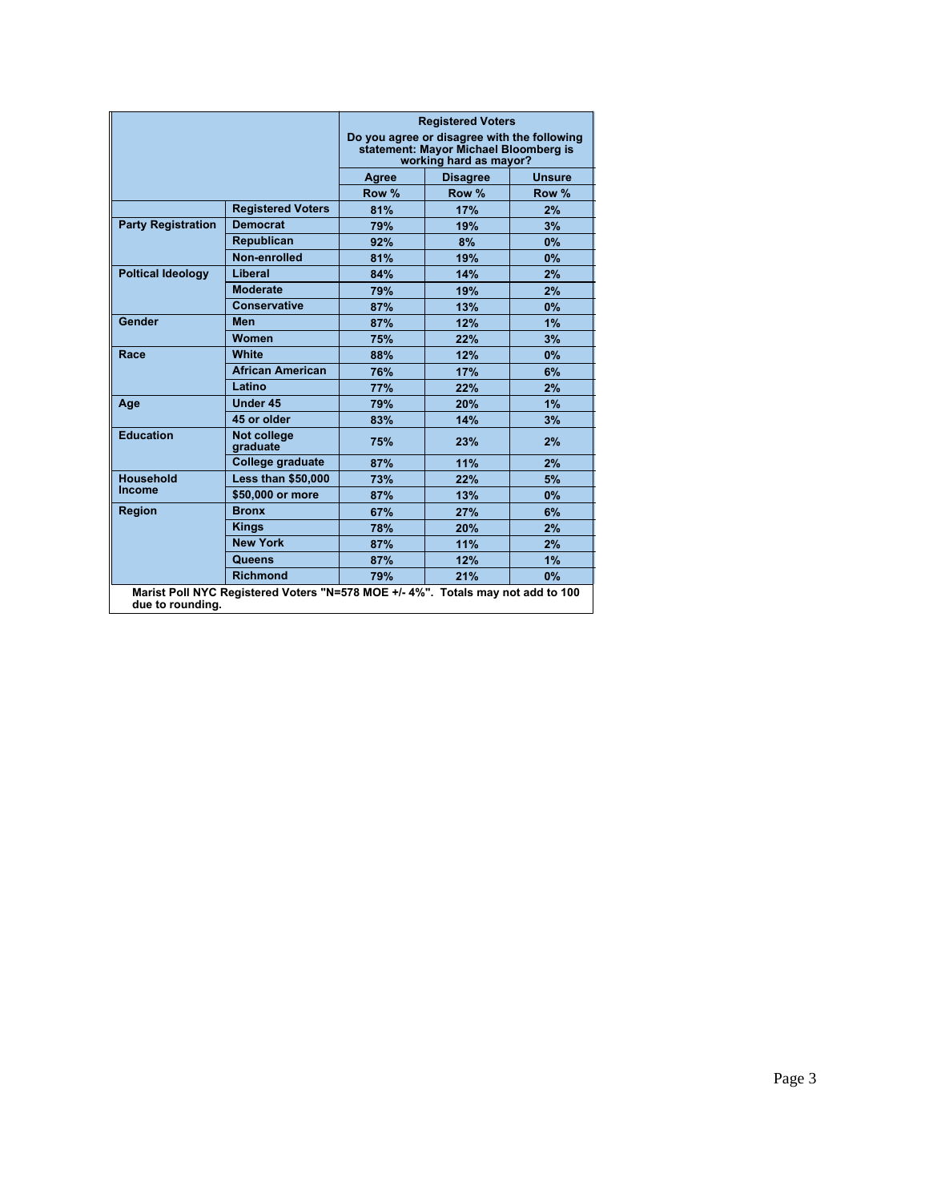| | | Registered Voters<br>Do you agree or disagree with the following statement: Mayor Michael Bloomberg is working hard as mayor? | | |
|---|---|---|---|---|
| | | Agree | Disagree | Unsure |
| | | Row % | Row % | Row % |
| | Registered Voters | 81% | 17% | 2% |
| Party Registration | Democrat | 79% | 19% | 3% |
| | Republican | 92% | 8% | 0% |
| | Non-enrolled | 81% | 19% | 0% |
| Poltical Ideology | Liberal | 84% | 14% | 2% |
| | Moderate | 79% | 19% | 2% |
| | Conservative | 87% | 13% | 0% |
| Gender | Men | 87% | 12% | 1% |
| | Women | 75% | 22% | 3% |
| Race | White | 88% | 12% | 0% |
| | African American | 76% | 17% | 6% |
| | Latino | 77% | 22% | 2% |
| Age | Under 45 | 79% | 20% | 1% |
| | 45 or older | 83% | 14% | 3% |
| Education | Not college graduate | 75% | 23% | 2% |
| | College graduate | 87% | 11% | 2% |
| Household Income | Less than $50,000 | 73% | 22% | 5% |
| | $50,000 or more | 87% | 13% | 0% |
| Region | Bronx | 67% | 27% | 6% |
| | Kings | 78% | 20% | 2% |
| | New York | 87% | 11% | 2% |
| | Queens | 87% | 12% | 1% |
| | Richmond | 79% | 21% | 0% |

Marist Poll NYC Registered Voters "N=578 MOE +/- 4%". Totals may not add to 100 due to rounding.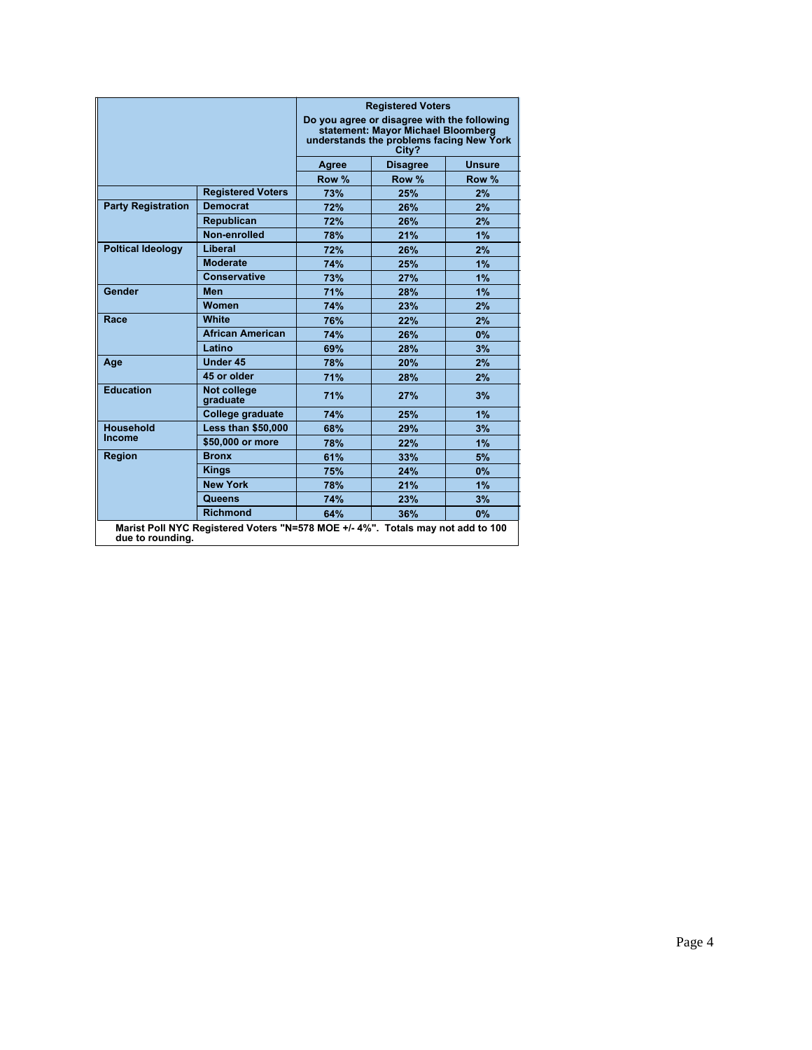| | | Registered Voters<br>Do you agree or disagree with the following statement: Mayor Michael Bloomberg understands the problems facing New York City? | | |
|---|---|---|---|---|
| | | Agree | Disagree | Unsure |
| | | Row % | Row % | Row % |
| | Registered Voters | 73% | 25% | 2% |
| Party Registration | Democrat | 72% | 26% | 2% |
| | Republican | 72% | 26% | 2% |
| | Non-enrolled | 78% | 21% | 1% |
| Poltical Ideology | Liberal | 72% | 26% | 2% |
| | Moderate | 74% | 25% | 1% |
| | Conservative | 73% | 27% | 1% |
| Gender | Men | 71% | 28% | 1% |
| | Women | 74% | 23% | 2% |
| Race | White | 76% | 22% | 2% |
| | African American | 74% | 26% | 0% |
| | Latino | 69% | 28% | 3% |
| Age | Under 45 | 78% | 20% | 2% |
| | 45 or older | 71% | 28% | 2% |
| Education | Not college graduate | 71% | 27% | 3% |
| | College graduate | 74% | 25% | 1% |
| Household Income | Less than $50,000 | 68% | 29% | 3% |
| | $50,000 or more | 78% | 22% | 1% |
| Region | Bronx | 61% | 33% | 5% |
| | Kings | 75% | 24% | 0% |
| | New York | 78% | 21% | 1% |
| | Queens | 74% | 23% | 3% |
| | Richmond | 64% | 36% | 0% |

Marist Poll NYC Registered Voters "N=578 MOE +/- 4%". Totals may not add to 100 due to rounding.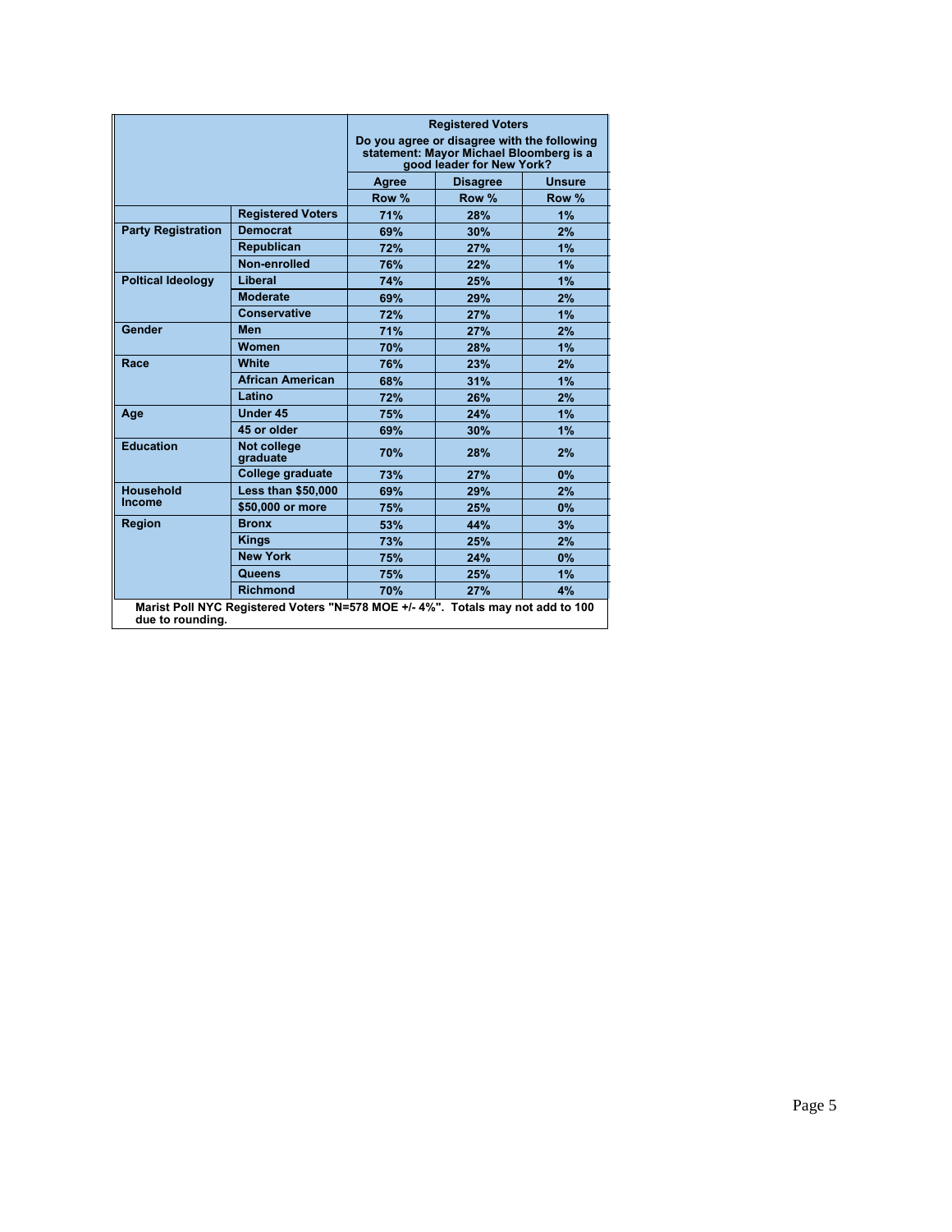| | | Registered Voters<br>Do you agree or disagree with the following statement: Mayor Michael Bloomberg is a good leader for New York? | | |
|---|---|---|---|---|
| | | Agree | Disagree | Unsure |
| | | Row % | Row % | Row % |
| | Registered Voters | 71% | 28% | 1% |
| Party Registration | Democrat | 69% | 30% | 2% |
| | Republican | 72% | 27% | 1% |
| | Non-enrolled | 76% | 22% | 1% |
| Poltical Ideology | Liberal | 74% | 25% | 1% |
| | Moderate | 69% | 29% | 2% |
| | Conservative | 72% | 27% | 1% |
| Gender | Men | 71% | 27% | 2% |
| | Women | 70% | 28% | 1% |
| Race | White | 76% | 23% | 2% |
| | African American | 68% | 31% | 1% |
| | Latino | 72% | 26% | 2% |
| Age | Under 45 | 75% | 24% | 1% |
| | 45 or older | 69% | 30% | 1% |
| Education | Not college graduate | 70% | 28% | 2% |
| | College graduate | 73% | 27% | 0% |
| Household Income | Less than $50,000 | 69% | 29% | 2% |
| | $50,000 or more | 75% | 25% | 0% |
| Region | Bronx | 53% | 44% | 3% |
| | Kings | 73% | 25% | 2% |
| | New York | 75% | 24% | 0% |
| | Queens | 75% | 25% | 1% |
| | Richmond | 70% | 27% | 4% |

Marist Poll NYC Registered Voters "N=578 MOE +/- 4%". Totals may not add to 100 due to rounding.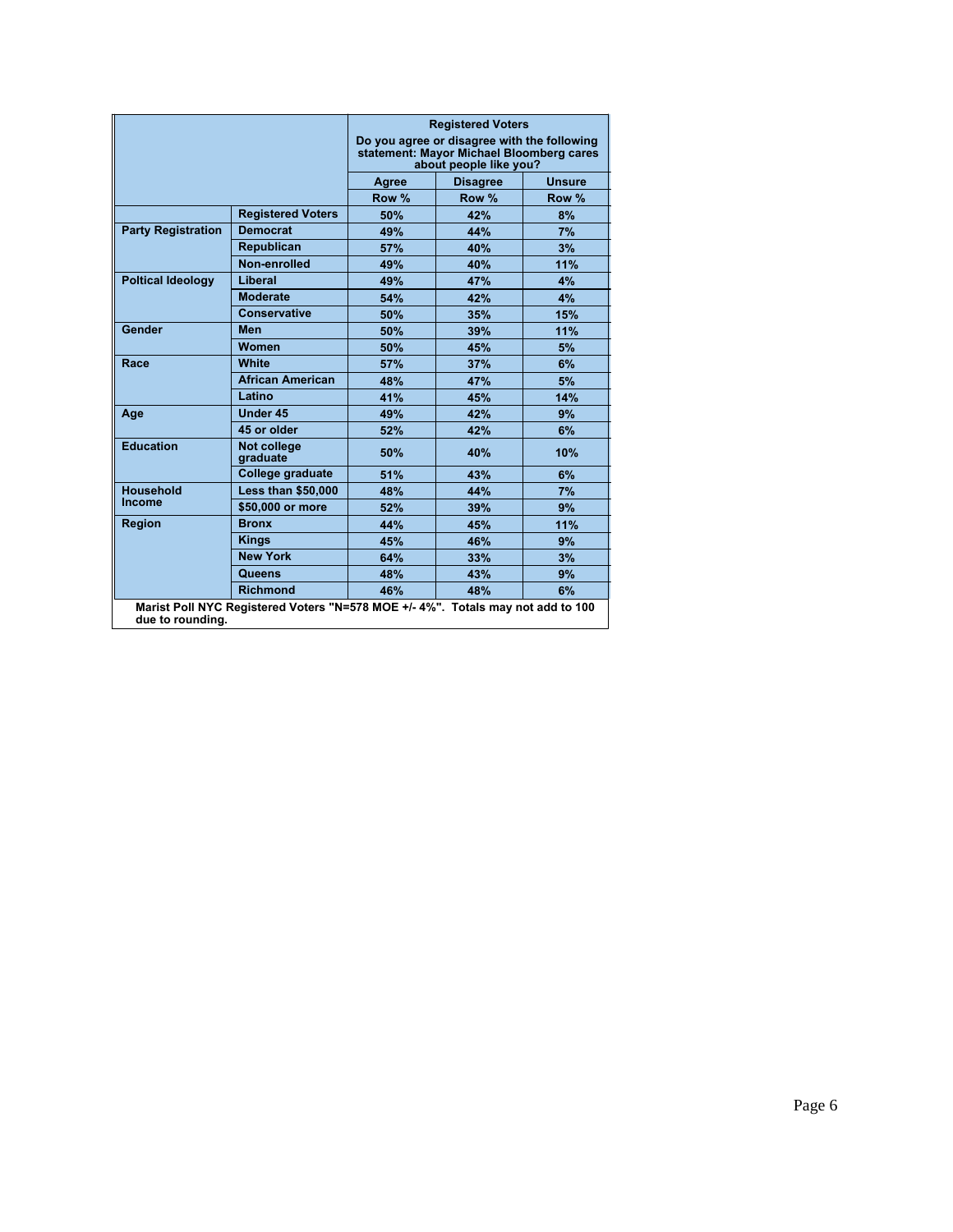| | | Registered Voters<br>Do you agree or disagree with the following statement: Mayor Michael Bloomberg cares about people like you? | | |
|---|---|---|---|---|
| | | Agree | Disagree | Unsure |
| | | Row % | Row % | Row % |
| | Registered Voters | 50% | 42% | 8% |
| Party Registration | Democrat | 49% | 44% | 7% |
| | Republican | 57% | 40% | 3% |
| | Non-enrolled | 49% | 40% | 11% |
| Poltical Ideology | Liberal | 49% | 47% | 4% |
| | Moderate | 54% | 42% | 4% |
| | Conservative | 50% | 35% | 15% |
| Gender | Men | 50% | 39% | 11% |
| | Women | 50% | 45% | 5% |
| Race | White | 57% | 37% | 6% |
| | African American | 48% | 47% | 5% |
| | Latino | 41% | 45% | 14% |
| Age | Under 45 | 49% | 42% | 9% |
| | 45 or older | 52% | 42% | 6% |
| Education | Not college graduate | 50% | 40% | 10% |
| | College graduate | 51% | 43% | 6% |
| Household Income | Less than $50,000 | 48% | 44% | 7% |
| | $50,000 or more | 52% | 39% | 9% |
| Region | Bronx | 44% | 45% | 11% |
| | Kings | 45% | 46% | 9% |
| | New York | 64% | 33% | 3% |
| | Queens | 48% | 43% | 9% |
| | Richmond | 46% | 48% | 6% |

Marist Poll NYC Registered Voters "N=578 MOE +/- 4%". Totals may not add to 100 due to rounding.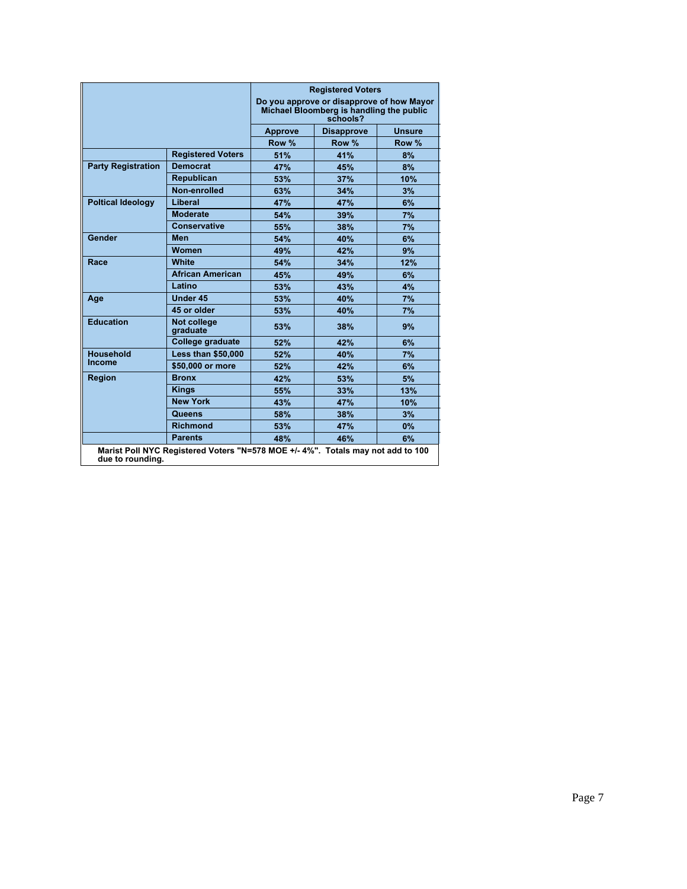| | | Registered Voters<br>Do you approve or disapprove of how Mayor Michael Bloomberg is handling the public schools? | | |
|---|---|---|---|---|
| | | Approve | Disapprove | Unsure |
| | | Row % | Row % | Row % |
| | Registered Voters | 51% | 41% | 8% |
| Party Registration | Democrat | 47% | 45% | 8% |
| | Republican | 53% | 37% | 10% |
| | Non-enrolled | 63% | 34% | 3% |
| Poltical Ideology | Liberal | 47% | 47% | 6% |
| | Moderate | 54% | 39% | 7% |
| | Conservative | 55% | 38% | 7% |
| Gender | Men | 54% | 40% | 6% |
| | Women | 49% | 42% | 9% |
| Race | White | 54% | 34% | 12% |
| | African American | 45% | 49% | 6% |
| | Latino | 53% | 43% | 4% |
| Age | Under 45 | 53% | 40% | 7% |
| | 45 or older | 53% | 40% | 7% |
| Education | Not college graduate | 53% | 38% | 9% |
| | College graduate | 52% | 42% | 6% |
| Household Income | Less than $50,000 | 52% | 40% | 7% |
| | $50,000 or more | 52% | 42% | 6% |
| Region | Bronx | 42% | 53% | 5% |
| | Kings | 55% | 33% | 13% |
| | New York | 43% | 47% | 10% |
| | Queens | 58% | 38% | 3% |
| | Richmond | 53% | 47% | 0% |
| | Parents | 48% | 46% | 6% |

Marist Poll NYC Registered Voters "N=578 MOE +/- 4%". Totals may not add to 100 due to rounding.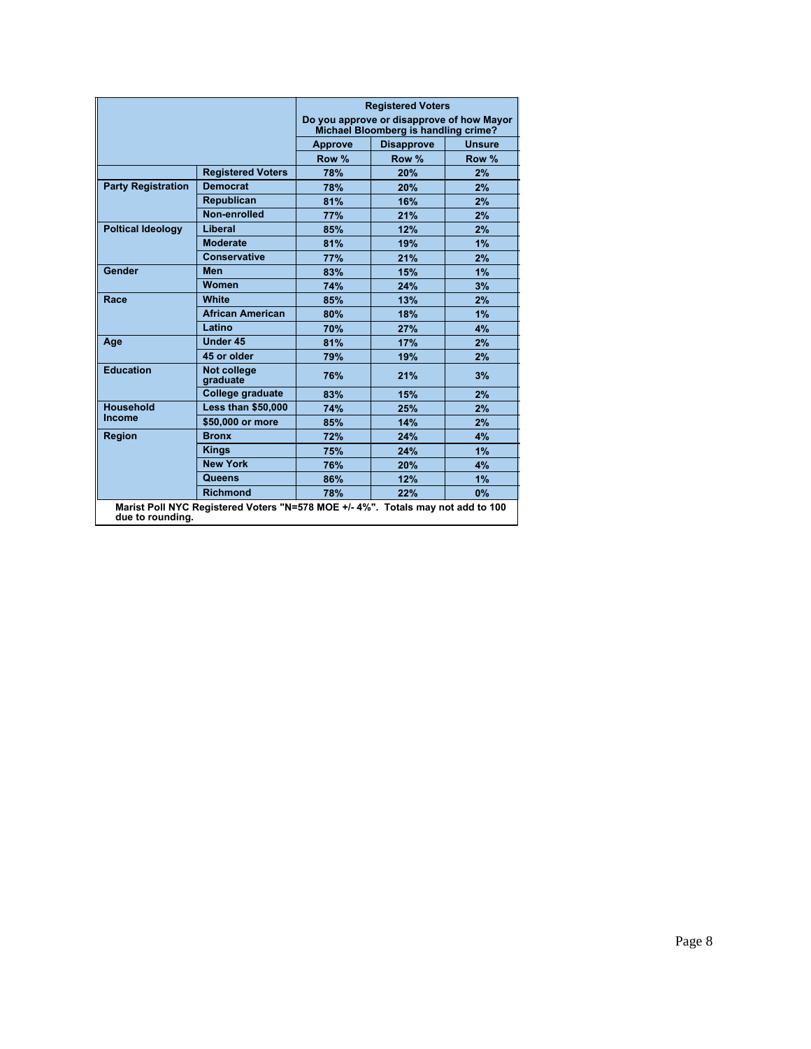| | | Registered Voters | | |
|---|---|---|---|---|
| | | Do you approve or disapprove of how Mayor Michael Bloomberg is handling crime? | | |
| | | Approve | Disapprove | Unsure |
| | | Row % | Row % | Row % |
| | Registered Voters | 78% | 20% | 2% |
| Party Registration | Democrat | 78% | 20% | 2% |
| | Republican | 81% | 16% | 2% |
| | Non-enrolled | 77% | 21% | 2% |
| Poltical Ideology | Liberal | 85% | 12% | 2% |
| | Moderate | 81% | 19% | 1% |
| | Conservative | 77% | 21% | 2% |
| Gender | Men | 83% | 15% | 1% |
| | Women | 74% | 24% | 3% |
| Race | White | 85% | 13% | 2% |
| | African American | 80% | 18% | 1% |
| | Latino | 70% | 27% | 4% |
| Age | Under 45 | 81% | 17% | 2% |
| | 45 or older | 79% | 19% | 2% |
| Education | Not college graduate | 76% | 21% | 3% |
| | College graduate | 83% | 15% | 2% |
| Household Income | Less than $50,000 | 74% | 25% | 2% |
| | $50,000 or more | 85% | 14% | 2% |
| Region | Bronx | 72% | 24% | 4% |
| | Kings | 75% | 24% | 1% |
| | New York | 76% | 20% | 4% |
| | Queens | 86% | 12% | 1% |
| | Richmond | 78% | 22% | 0% |

Marist Poll NYC Registered Voters "N=578 MOE +/- 4%". Totals may not add to 100 due to rounding.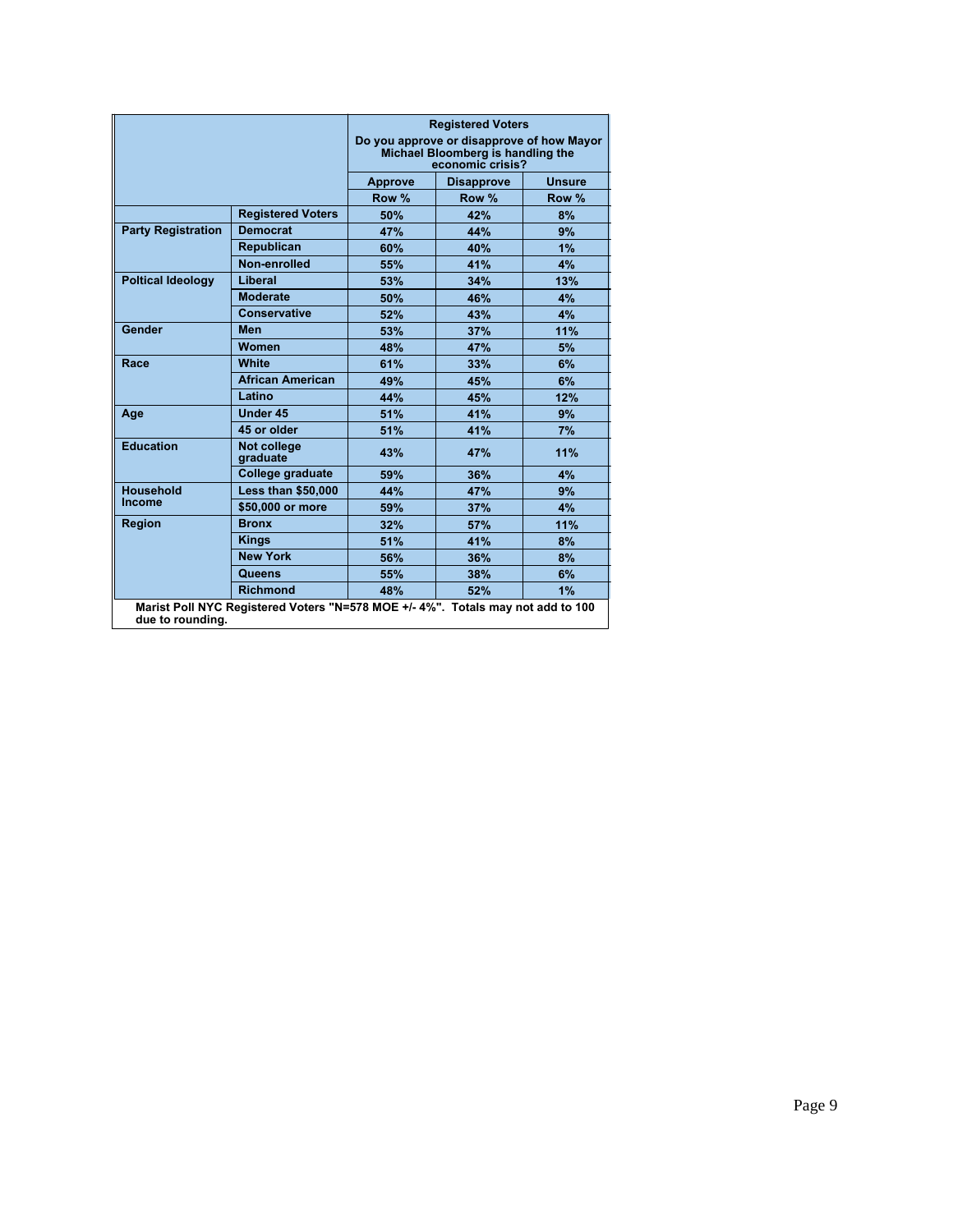| | | Registered Voters<br>Do you approve or disapprove of how Mayor Michael Bloomberg is handling the economic crisis? | | |
|---|---|---|---|---|
| | | Approve | Disapprove | Unsure |
| | | Row % | Row % | Row % |
| | Registered Voters | 50% | 42% | 8% |
| Party Registration | Democrat | 47% | 44% | 9% |
| | Republican | 60% | 40% | 1% |
| | Non-enrolled | 55% | 41% | 4% |
| Poltical Ideology | Liberal | 53% | 34% | 13% |
| | Moderate | 50% | 46% | 4% |
| | Conservative | 52% | 43% | 4% |
| Gender | Men | 53% | 37% | 11% |
| | Women | 48% | 47% | 5% |
| Race | White | 61% | 33% | 6% |
| | African American | 49% | 45% | 6% |
| | Latino | 44% | 45% | 12% |
| Age | Under 45 | 51% | 41% | 9% |
| | 45 or older | 51% | 41% | 7% |
| Education | Not college graduate | 43% | 47% | 11% |
| | College graduate | 59% | 36% | 4% |
| Household Income | Less than $50,000 | 44% | 47% | 9% |
| | $50,000 or more | 59% | 37% | 4% |
| Region | Bronx | 32% | 57% | 11% |
| | Kings | 51% | 41% | 8% |
| | New York | 56% | 36% | 8% |
| | Queens | 55% | 38% | 6% |
| | Richmond | 48% | 52% | 1% |

Marist Poll NYC Registered Voters "N=578 MOE +/- 4%". Totals may not add to 100 due to rounding.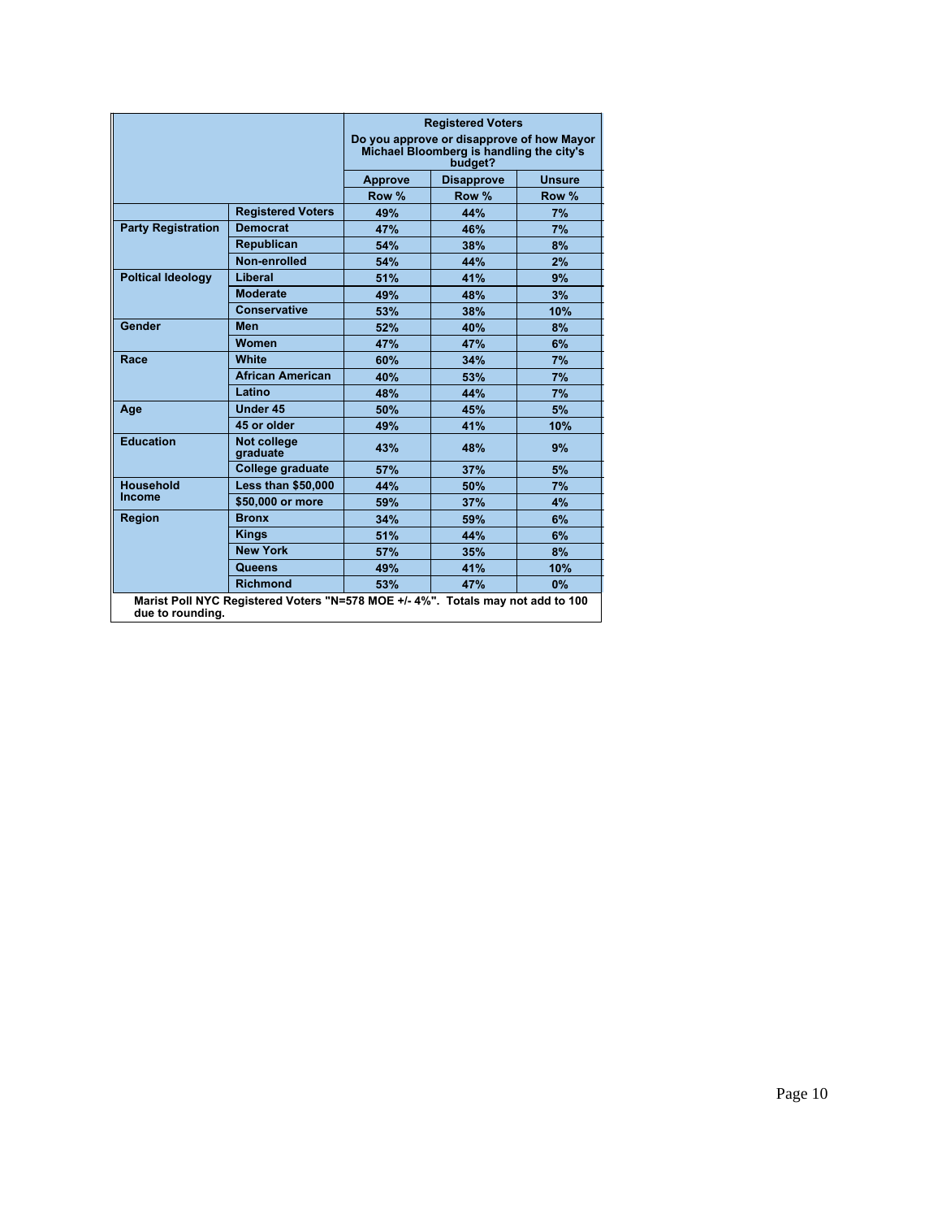| | | Registered Voters<br>Do you approve or disapprove of how Mayor Michael Bloomberg is handling the city's budget? | | |
|---|---|---|---|---|
| | | Approve | Disapprove | Unsure |
| | | Row % | Row % | Row % |
| | Registered Voters | 49% | 44% | 7% |
| Party Registration | Democrat | 47% | 46% | 7% |
| | Republican | 54% | 38% | 8% |
| | Non-enrolled | 54% | 44% | 2% |
| Poltical Ideology | Liberal | 51% | 41% | 9% |
| | Moderate | 49% | 48% | 3% |
| | Conservative | 53% | 38% | 10% |
| Gender | Men | 52% | 40% | 8% |
| | Women | 47% | 47% | 6% |
| Race | White | 60% | 34% | 7% |
| | African American | 40% | 53% | 7% |
| | Latino | 48% | 44% | 7% |
| Age | Under 45 | 50% | 45% | 5% |
| | 45 or older | 49% | 41% | 10% |
| Education | Not college graduate | 43% | 48% | 9% |
| | College graduate | 57% | 37% | 5% |
| Household Income | Less than $50,000 | 44% | 50% | 7% |
| | $50,000 or more | 59% | 37% | 4% |
| Region | Bronx | 34% | 59% | 6% |
| | Kings | 51% | 44% | 6% |
| | New York | 57% | 35% | 8% |
| | Queens | 49% | 41% | 10% |
| | Richmond | 53% | 47% | 0% |

Marist Poll NYC Registered Voters "N=578 MOE +/- 4%". Totals may not add to 100 due to rounding.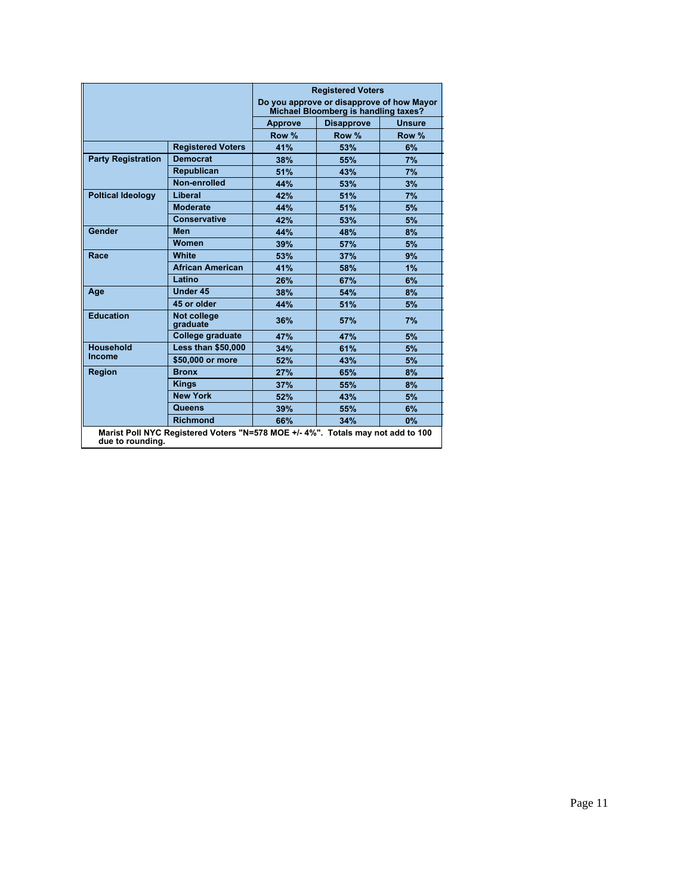| | | Registered Voters | | |
|---|---|---|---|---|
| | | Do you approve or disapprove of how Mayor Michael Bloomberg is handling taxes? | | |
| | | Approve | Disapprove | Unsure |
| | | Row % | Row % | Row % |
| | Registered Voters | 41% | 53% | 6% |
| Party Registration | Democrat | 38% | 55% | 7% |
| | Republican | 51% | 43% | 7% |
| | Non-enrolled | 44% | 53% | 3% |
| Poltical Ideology | Liberal | 42% | 51% | 7% |
| | Moderate | 44% | 51% | 5% |
| | Conservative | 42% | 53% | 5% |
| Gender | Men | 44% | 48% | 8% |
| | Women | 39% | 57% | 5% |
| Race | White | 53% | 37% | 9% |
| | African American | 41% | 58% | 1% |
| | Latino | 26% | 67% | 6% |
| Age | Under 45 | 38% | 54% | 8% |
| | 45 or older | 44% | 51% | 5% |
| Education | Not college graduate | 36% | 57% | 7% |
| | College graduate | 47% | 47% | 5% |
| Household Income | Less than $50,000 | 34% | 61% | 5% |
| | $50,000 or more | 52% | 43% | 5% |
| Region | Bronx | 27% | 65% | 8% |
| | Kings | 37% | 55% | 8% |
| | New York | 52% | 43% | 5% |
| | Queens | 39% | 55% | 6% |
| | Richmond | 66% | 34% | 0% |

Marist Poll NYC Registered Voters "N=578 MOE +/- 4%". Totals may not add to 100 due to rounding.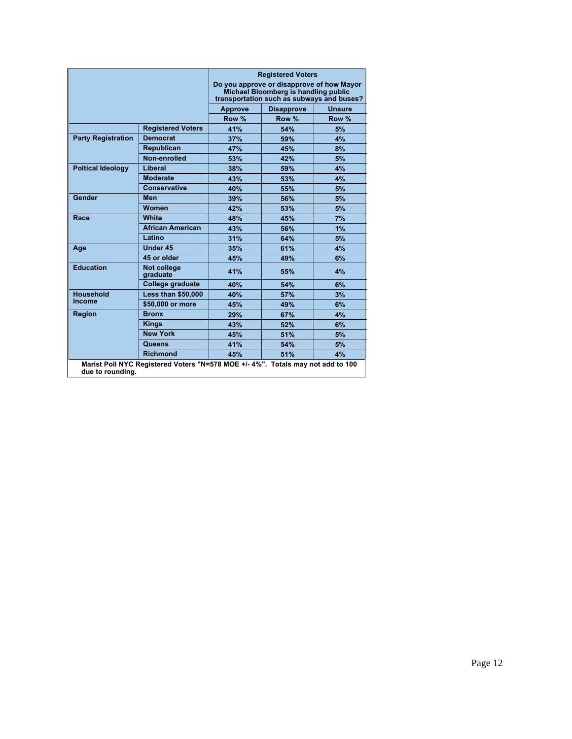| | | Registered Voters | | |
|---|---|---|---|---|
| | | Do you approve or disapprove of how Mayor Michael Bloomberg is handling public transportation such as subways and buses? | | |
| | | Approve | Disapprove | Unsure |
| | | Row % | Row % | Row % |
| | Registered Voters | 41% | 54% | 5% |
| Party Registration | Democrat | 37% | 59% | 4% |
| | Republican | 47% | 45% | 8% |
| | Non-enrolled | 53% | 42% | 5% |
| Poltical Ideology | Liberal | 38% | 59% | 4% |
| | Moderate | 43% | 53% | 4% |
| | Conservative | 40% | 55% | 5% |
| Gender | Men | 39% | 56% | 5% |
| | Women | 42% | 53% | 5% |
| Race | White | 48% | 45% | 7% |
| | African American | 43% | 56% | 1% |
| | Latino | 31% | 64% | 5% |
| Age | Under 45 | 35% | 61% | 4% |
| | 45 or older | 45% | 49% | 6% |
| Education | Not college graduate | 41% | 55% | 4% |
| | College graduate | 40% | 54% | 6% |
| Household Income | Less than $50,000 | 40% | 57% | 3% |
| | $50,000 or more | 45% | 49% | 6% |
| Region | Bronx | 29% | 67% | 4% |
| | Kings | 43% | 52% | 6% |
| | New York | 45% | 51% | 5% |
| | Queens | 41% | 54% | 5% |
| | Richmond | 45% | 51% | 4% |

Marist Poll NYC Registered Voters "N=578 MOE +/- 4%". Totals may not add to 100 due to rounding.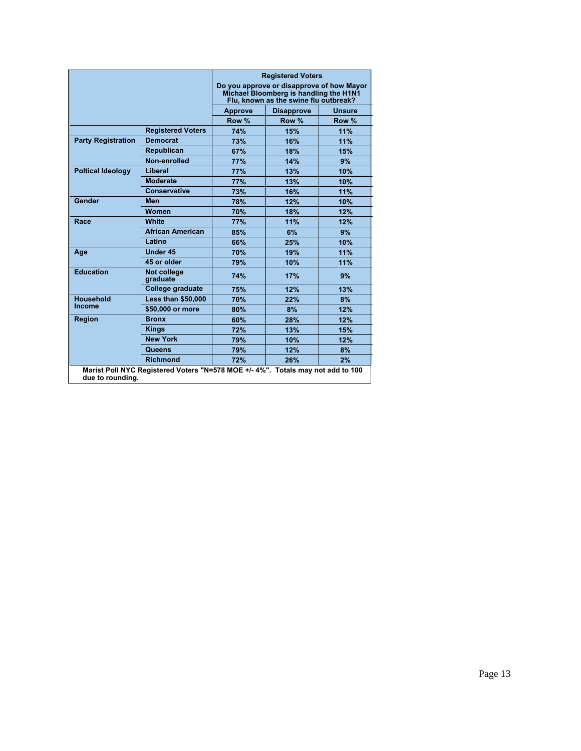| | | Registered Voters<br>Do you approve or disapprove of how Mayor Michael Bloomberg is handling the H1N1 Flu, known as the swine flu outbreak? | | |
|---|---|---|---|---|
| | | Approve | Disapprove | Unsure |
| | | Row % | Row % | Row % |
| | Registered Voters | 74% | 15% | 11% |
| Party Registration | Democrat | 73% | 16% | 11% |
| | Republican | 67% | 18% | 15% |
| | Non-enrolled | 77% | 14% | 9% |
| Poltical Ideology | Liberal | 77% | 13% | 10% |
| | Moderate | 77% | 13% | 10% |
| | Conservative | 73% | 16% | 11% |
| Gender | Men | 78% | 12% | 10% |
| | Women | 70% | 18% | 12% |
| Race | White | 77% | 11% | 12% |
| | African American | 85% | 6% | 9% |
| | Latino | 66% | 25% | 10% |
| Age | Under 45 | 70% | 19% | 11% |
| | 45 or older | 79% | 10% | 11% |
| Education | Not college graduate | 74% | 17% | 9% |
| | College graduate | 75% | 12% | 13% |
| Household Income | Less than $50,000 | 70% | 22% | 8% |
| | $50,000 or more | 80% | 8% | 12% |
| Region | Bronx | 60% | 28% | 12% |
| | Kings | 72% | 13% | 15% |
| | New York | 79% | 10% | 12% |
| | Queens | 79% | 12% | 8% |
| | Richmond | 72% | 26% | 2% |

Marist Poll NYC Registered Voters "N=578 MOE +/- 4%". Totals may not add to 100 due to rounding.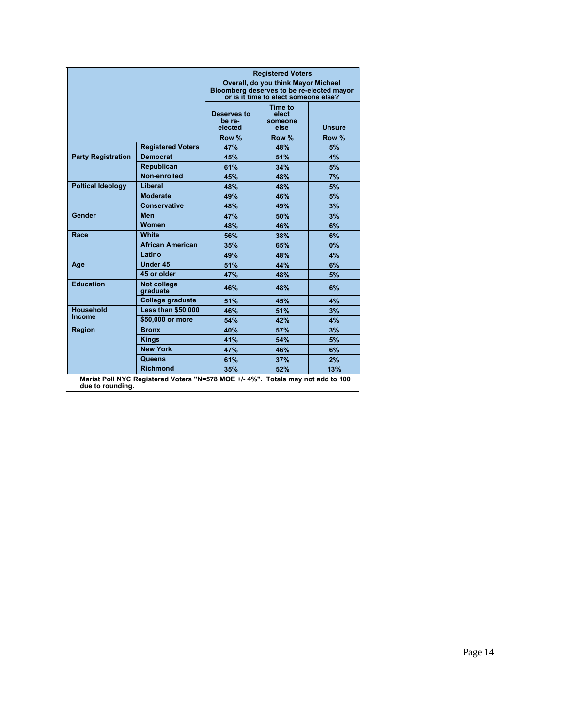| | | Registered Voters<br>Overall, do you think Mayor Michael Bloomberg deserves to be re-elected mayor or is it time to elect someone else? | | |
|---|---|---|---|---|
| | | Deserves to be re-elected | Time to elect someone else | Unsure |
| | | Row % | Row % | Row % |
| | Registered Voters | 47% | 48% | 5% |
| Party Registration | Democrat | 45% | 51% | 4% |
| | Republican | 61% | 34% | 5% |
| | Non-enrolled | 45% | 48% | 7% |
| Poltical Ideology | Liberal | 48% | 48% | 5% |
| | Moderate | 49% | 46% | 5% |
| | Conservative | 48% | 49% | 3% |
| Gender | Men | 47% | 50% | 3% |
| | Women | 48% | 46% | 6% |
| Race | White | 56% | 38% | 6% |
| | African American | 35% | 65% | 0% |
| | Latino | 49% | 48% | 4% |
| Age | Under 45 | 51% | 44% | 6% |
| | 45 or older | 47% | 48% | 5% |
| Education | Not college graduate | 46% | 48% | 6% |
| | College graduate | 51% | 45% | 4% |
| Household Income | Less than $50,000 | 46% | 51% | 3% |
| | $50,000 or more | 54% | 42% | 4% |
| Region | Bronx | 40% | 57% | 3% |
| | Kings | 41% | 54% | 5% |
| | New York | 47% | 46% | 6% |
| | Queens | 61% | 37% | 2% |
| | Richmond | 35% | 52% | 13% |

Marist Poll NYC Registered Voters "N=578 MOE +/- 4%". Totals may not add to 100 due to rounding.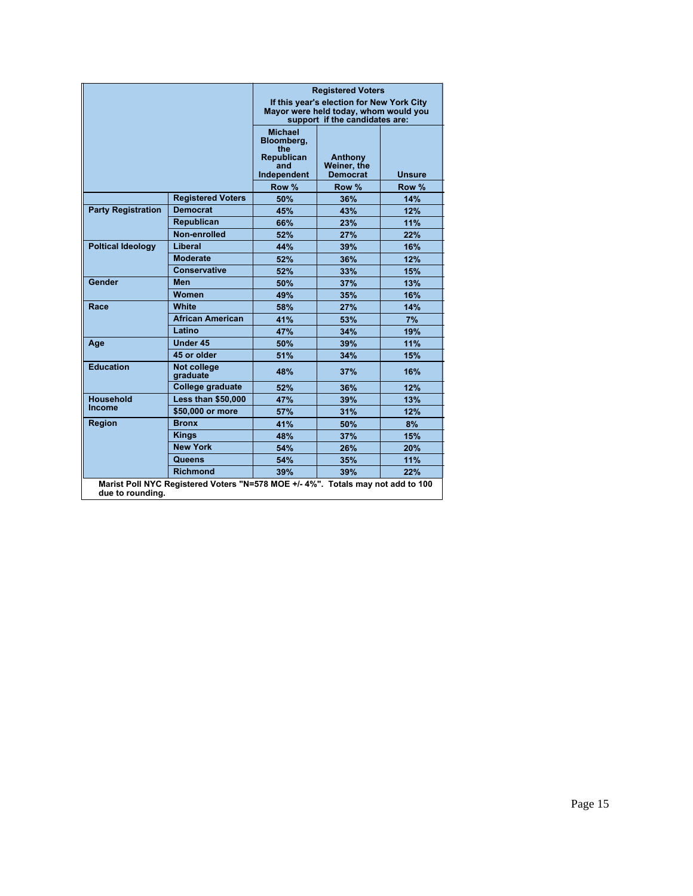| | | Registered Voters<br>If this year's election for New York City Mayor were held today, whom would you support if the candidates are: | | |
|---|---|---|---|---|
| | | Michael Bloomberg, the Republican and Independent | Anthony Weiner, the Democrat | Unsure |
| | | Row % | Row % | Row % |
| | Registered Voters | 50% | 36% | 14% |
| Party Registration | Democrat | 45% | 43% | 12% |
| | Republican | 66% | 23% | 11% |
| | Non-enrolled | 52% | 27% | 22% |
| Poltical Ideology | Liberal | 44% | 39% | 16% |
| | Moderate | 52% | 36% | 12% |
| | Conservative | 52% | 33% | 15% |
| Gender | Men | 50% | 37% | 13% |
| | Women | 49% | 35% | 16% |
| Race | White | 58% | 27% | 14% |
| | African American | 41% | 53% | 7% |
| | Latino | 47% | 34% | 19% |
| Age | Under 45 | 50% | 39% | 11% |
| | 45 or older | 51% | 34% | 15% |
| Education | Not college graduate | 48% | 37% | 16% |
| | College graduate | 52% | 36% | 12% |
| Household Income | Less than $50,000 | 47% | 39% | 13% |
| | $50,000 or more | 57% | 31% | 12% |
| Region | Bronx | 41% | 50% | 8% |
| | Kings | 48% | 37% | 15% |
| | New York | 54% | 26% | 20% |
| | Queens | 54% | 35% | 11% |
| | Richmond | 39% | 39% | 22% |

Marist Poll NYC Registered Voters "N=578 MOE +/- 4%". Totals may not add to 100 due to rounding.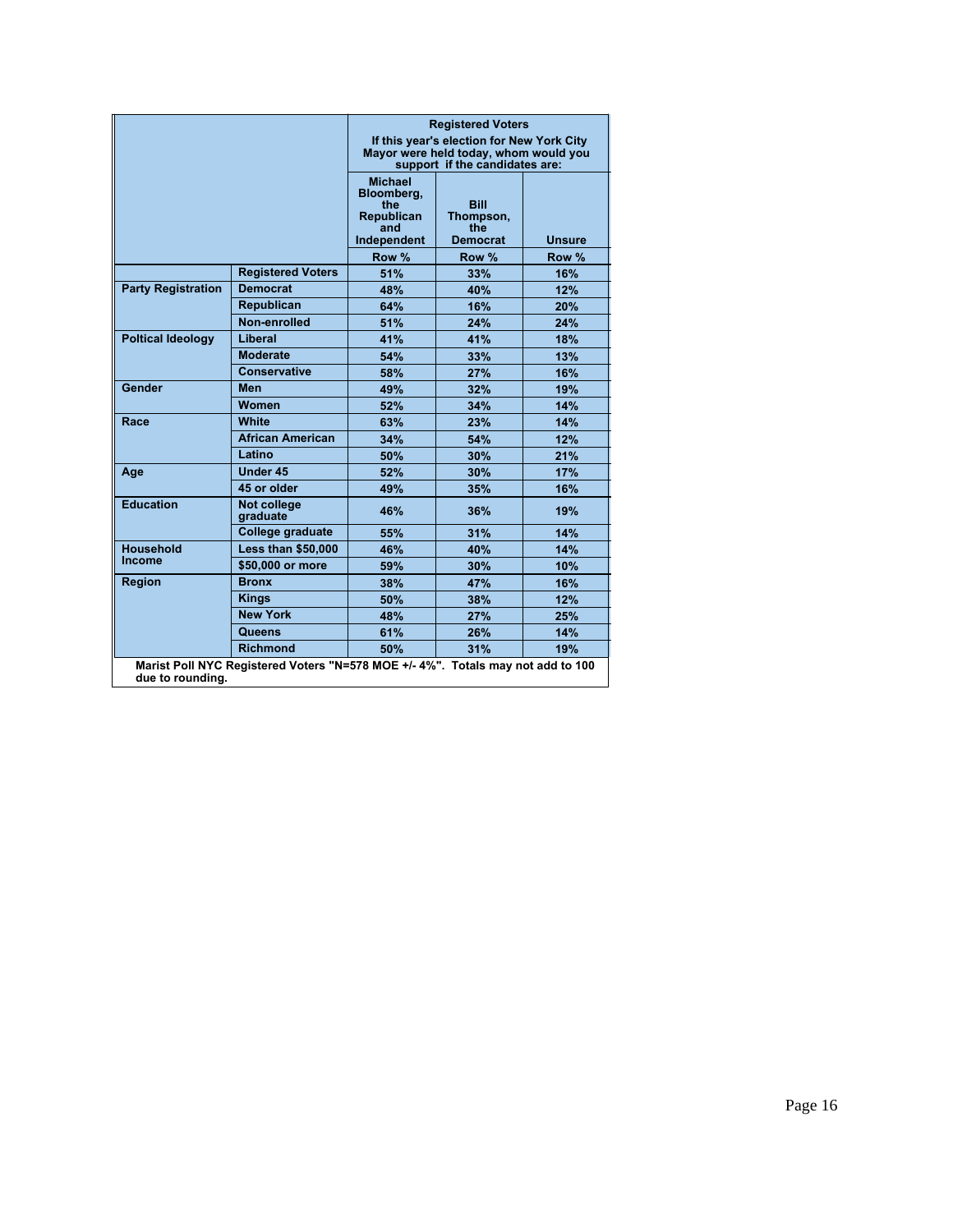| | | Registered Voters<br>If this year's election for New York City Mayor were held today, whom would you support if the candidates are: | | |
|---|---|---|---|---|
| | | Michael Bloomberg, the Republican and Independent | Bill Thompson, the Democrat | Unsure |
| | | Row % | Row % | Row % |
| | Registered Voters | 51% | 33% | 16% |
| Party Registration | Democrat | 48% | 40% | 12% |
| | Republican | 64% | 16% | 20% |
| | Non-enrolled | 51% | 24% | 24% |
| Poltical Ideology | Liberal | 41% | 41% | 18% |
| | Moderate | 54% | 33% | 13% |
| | Conservative | 58% | 27% | 16% |
| Gender | Men | 49% | 32% | 19% |
| | Women | 52% | 34% | 14% |
| Race | White | 63% | 23% | 14% |
| | African American | 34% | 54% | 12% |
| | Latino | 50% | 30% | 21% |
| Age | Under 45 | 52% | 30% | 17% |
| | 45 or older | 49% | 35% | 16% |
| Education | Not college graduate | 46% | 36% | 19% |
| | College graduate | 55% | 31% | 14% |
| Household Income | Less than $50,000 | 46% | 40% | 14% |
| | $50,000 or more | 59% | 30% | 10% |
| Region | Bronx | 38% | 47% | 16% |
| | Kings | 50% | 38% | 12% |
| | New York | 48% | 27% | 25% |
| | Queens | 61% | 26% | 14% |
| | Richmond | 50% | 31% | 19% |

Marist Poll NYC Registered Voters "N=578 MOE +/- 4%". Totals may not add to 100 due to rounding.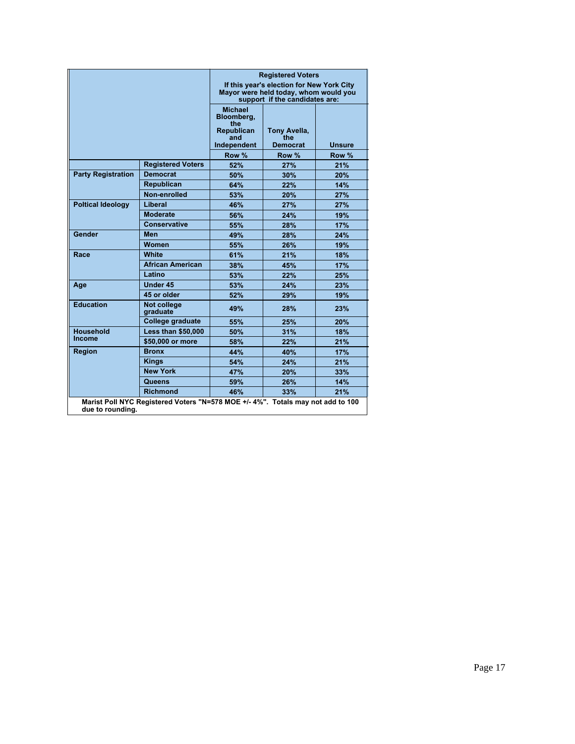| | | Registered Voters | | |
|---|---|---|---|---|
| | | If this year's election for New York City Mayor were held today, whom would you support if the candidates are: | | |
| | | Michael Bloomberg, the Republican and Independent | Tony Avella, the Democrat | Unsure |
| | | Row % | Row % | Row % |
| | Registered Voters | 52% | 27% | 21% |
| Party Registration | Democrat | 50% | 30% | 20% |
| | Republican | 64% | 22% | 14% |
| | Non-enrolled | 53% | 20% | 27% |
| Poltical Ideology | Liberal | 46% | 27% | 27% |
| | Moderate | 56% | 24% | 19% |
| | Conservative | 55% | 28% | 17% |
| Gender | Men | 49% | 28% | 24% |
| | Women | 55% | 26% | 19% |
| Race | White | 61% | 21% | 18% |
| | African American | 38% | 45% | 17% |
| | Latino | 53% | 22% | 25% |
| Age | Under 45 | 53% | 24% | 23% |
| | 45 or older | 52% | 29% | 19% |
| Education | Not college graduate | 49% | 28% | 23% |
| | College graduate | 55% | 25% | 20% |
| Household Income | Less than $50,000 | 50% | 31% | 18% |
| | $50,000 or more | 58% | 22% | 21% |
| Region | Bronx | 44% | 40% | 17% |
| | Kings | 54% | 24% | 21% |
| | New York | 47% | 20% | 33% |
| | Queens | 59% | 26% | 14% |
| | Richmond | 46% | 33% | 21% |

Marist Poll NYC Registered Voters "N=578 MOE +/- 4%". Totals may not add to 100 due to rounding.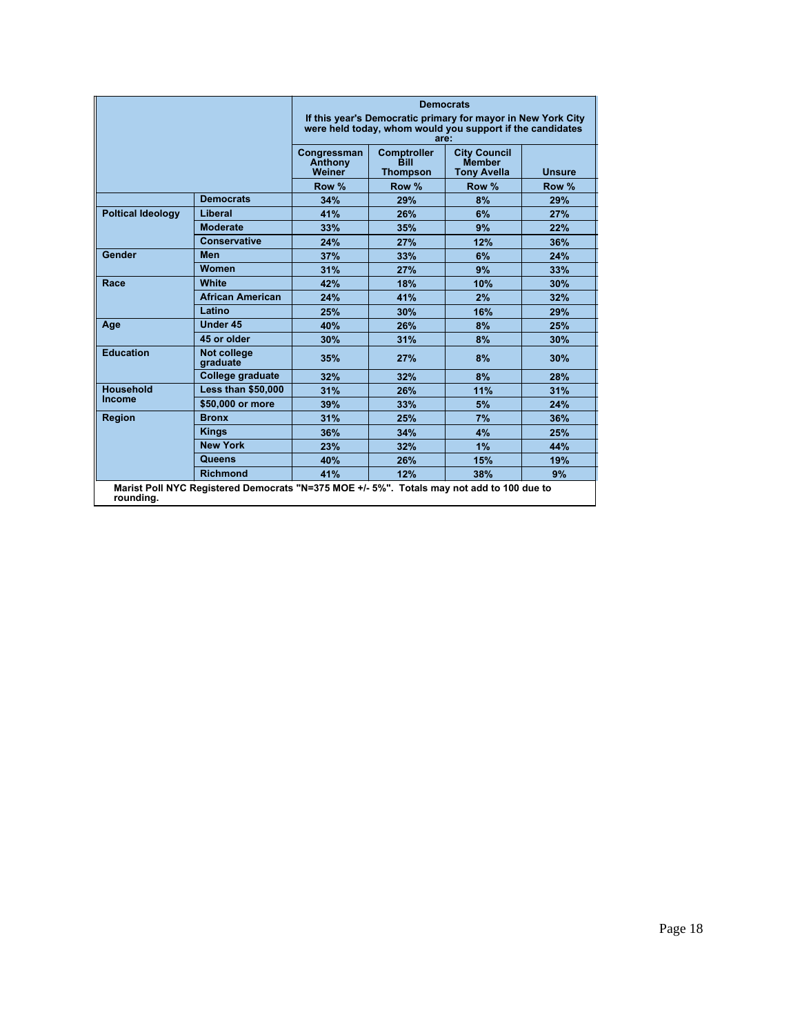| | | Democrats | | | |
|---|---|---|---|---|---|
| | | If this year's Democratic primary for mayor in New York City were held today, whom would you support if the candidates are: | | | |
| | | Congressman Anthony Weiner | Comptroller Bill Thompson | City Council Member Tony Avella | Unsure |
| | | Row % | Row % | Row % | Row % |
| | Democrats | 34% | 29% | 8% | 29% |
| Poltical Ideology | Liberal | 41% | 26% | 6% | 27% |
| | Moderate | 33% | 35% | 9% | 22% |
| | Conservative | 24% | 27% | 12% | 36% |
| Gender | Men | 37% | 33% | 6% | 24% |
| | Women | 31% | 27% | 9% | 33% |
| Race | White | 42% | 18% | 10% | 30% |
| | African American | 24% | 41% | 2% | 32% |
| | Latino | 25% | 30% | 16% | 29% |
| Age | Under 45 | 40% | 26% | 8% | 25% |
| | 45 or older | 30% | 31% | 8% | 30% |
| Education | Not college graduate | 35% | 27% | 8% | 30% |
| | College graduate | 32% | 32% | 8% | 28% |
| Household Income | Less than $50,000 | 31% | 26% | 11% | 31% |
| | $50,000 or more | 39% | 33% | 5% | 24% |
| Region | Bronx | 31% | 25% | 7% | 36% |
| | Kings | 36% | 34% | 4% | 25% |
| | New York | 23% | 32% | 1% | 44% |
| | Queens | 40% | 26% | 15% | 19% |
| | Richmond | 41% | 12% | 38% | 9% |

Marist Poll NYC Registered Democrats "N=375 MOE +/- 5%". Totals may not add to 100 due to rounding.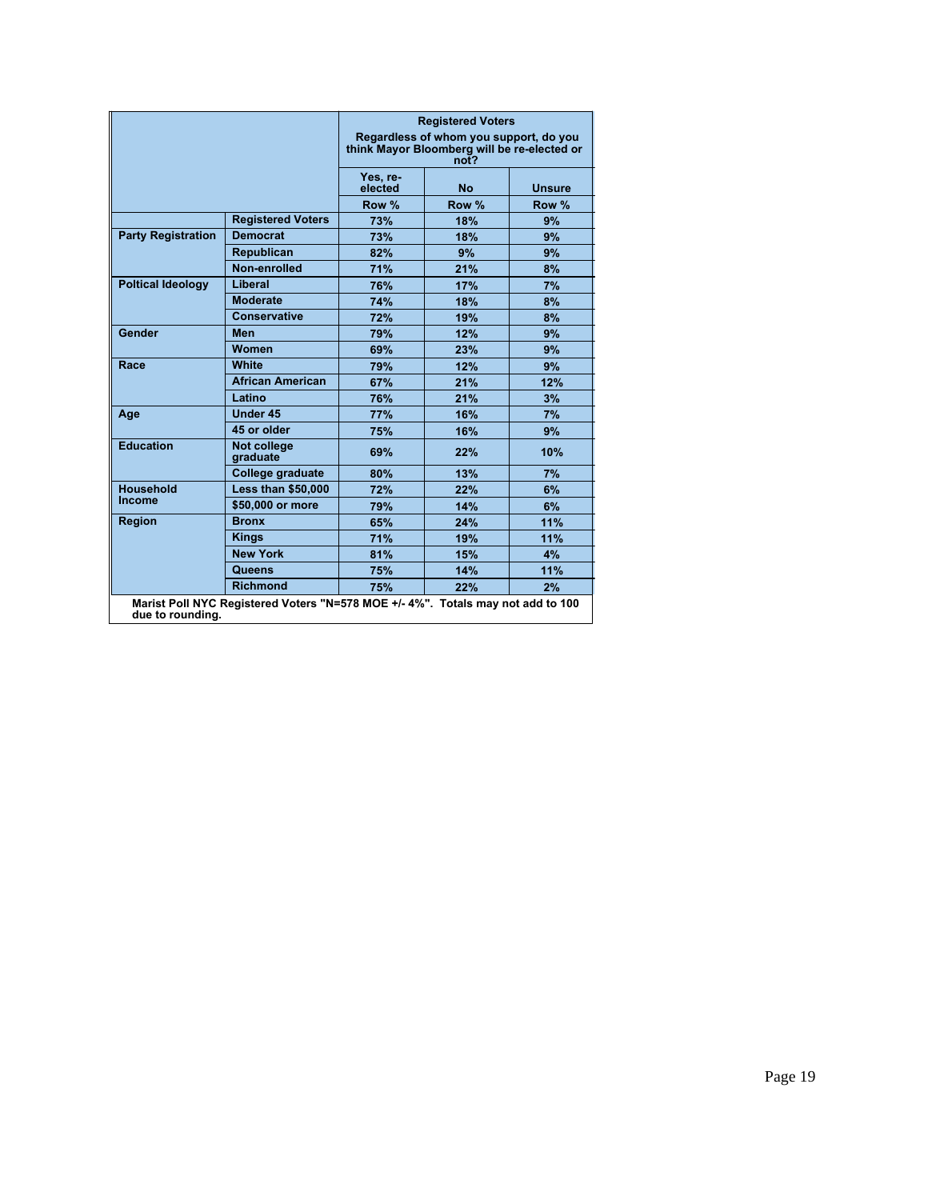| | | Registered Voters<br>Regardless of whom you support, do you think Mayor Bloomberg will be re-elected or not? | | |
|---|---|---|---|---|
| | | Yes, re-elected | No | Unsure |
| | | Row % | Row % | Row % |
| | Registered Voters | 73% | 18% | 9% |
| Party Registration | Democrat | 73% | 18% | 9% |
| | Republican | 82% | 9% | 9% |
| | Non-enrolled | 71% | 21% | 8% |
| Poltical Ideology | Liberal | 76% | 17% | 7% |
| | Moderate | 74% | 18% | 8% |
| | Conservative | 72% | 19% | 8% |
| Gender | Men | 79% | 12% | 9% |
| | Women | 69% | 23% | 9% |
| Race | White | 79% | 12% | 9% |
| | African American | 67% | 21% | 12% |
| | Latino | 76% | 21% | 3% |
| Age | Under 45 | 77% | 16% | 7% |
| | 45 or older | 75% | 16% | 9% |
| Education | Not college graduate | 69% | 22% | 10% |
| | College graduate | 80% | 13% | 7% |
| Household Income | Less than $50,000 | 72% | 22% | 6% |
| | $50,000 or more | 79% | 14% | 6% |
| Region | Bronx | 65% | 24% | 11% |
| | Kings | 71% | 19% | 11% |
| | New York | 81% | 15% | 4% |
| | Queens | 75% | 14% | 11% |
| | Richmond | 75% | 22% | 2% |

Marist Poll NYC Registered Voters "N=578 MOE +/- 4%". Totals may not add to 100 due to rounding.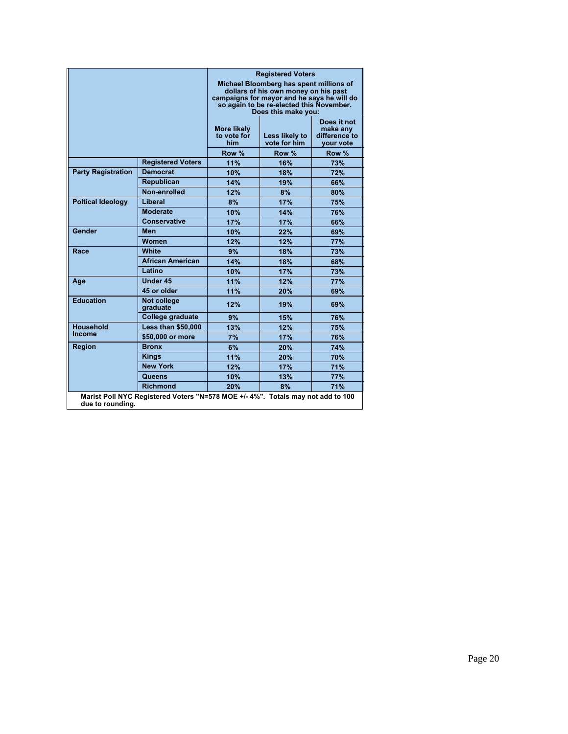| | | Registered Voters<br>Michael Bloomberg has spent millions of dollars of his own money on his past campaigns for mayor and he says he will do so again to be re-elected this November. Does this make you: | | |
|---|---|---|---|---|
| | | More likely to vote for him | Less likely to vote for him | Does it not make any difference to your vote |
| | | Row % | Row % | Row % |
| | Registered Voters | 11% | 16% | 73% |
| Party Registration | Democrat | 10% | 18% | 72% |
| | Republican | 14% | 19% | 66% |
| | Non-enrolled | 12% | 8% | 80% |
| Poltical Ideology | Liberal | 8% | 17% | 75% |
| | Moderate | 10% | 14% | 76% |
| | Conservative | 17% | 17% | 66% |
| Gender | Men | 10% | 22% | 69% |
| | Women | 12% | 12% | 77% |
| Race | White | 9% | 18% | 73% |
| | African American | 14% | 18% | 68% |
| | Latino | 10% | 17% | 73% |
| Age | Under 45 | 11% | 12% | 77% |
| | 45 or older | 11% | 20% | 69% |
| Education | Not college graduate | 12% | 19% | 69% |
| | College graduate | 9% | 15% | 76% |
| Household Income | Less than $50,000 | 13% | 12% | 75% |
| | $50,000 or more | 7% | 17% | 76% |
| Region | Bronx | 6% | 20% | 74% |
| | Kings | 11% | 20% | 70% |
| | New York | 12% | 17% | 71% |
| | Queens | 10% | 13% | 77% |
| | Richmond | 20% | 8% | 71% |

Marist Poll NYC Registered Voters "N=578 MOE +/- 4%". Totals may not add to 100 due to rounding.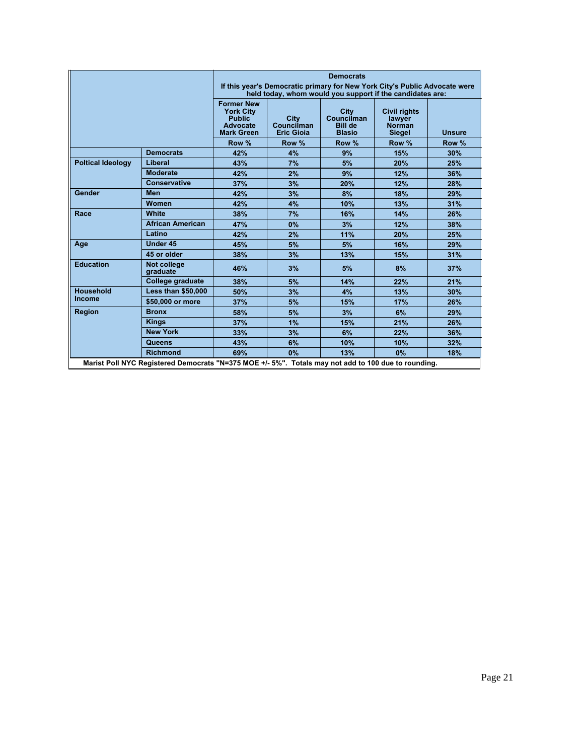| | | Democrats | | | | |
|---|---|---|---|---|---|---|
| | | If this year's Democratic primary for New York City's Public Advocate were held today, whom would you support if the candidates are: | | | | |
| | | Former New York City Public Advocate Mark Green | City Councilman Eric Gioia | City Councilman Bill de Blasio | Civil rights lawyer Norman Siegel | Unsure |
| | | Row % | Row % | Row % | Row % | Row % |
| | Democrats | 42% | 4% | 9% | 15% | 30% |
| Poltical Ideology | Liberal | 43% | 7% | 5% | 20% | 25% |
| | Moderate | 42% | 2% | 9% | 12% | 36% |
| | Conservative | 37% | 3% | 20% | 12% | 28% |
| Gender | Men | 42% | 3% | 8% | 18% | 29% |
| | Women | 42% | 4% | 10% | 13% | 31% |
| Race | White | 38% | 7% | 16% | 14% | 26% |
| | African American | 47% | 0% | 3% | 12% | 38% |
| | Latino | 42% | 2% | 11% | 20% | 25% |
| Age | Under 45 | 45% | 5% | 5% | 16% | 29% |
| | 45 or older | 38% | 3% | 13% | 15% | 31% |
| Education | Not college graduate | 46% | 3% | 5% | 8% | 37% |
| | College graduate | 38% | 5% | 14% | 22% | 21% |
| Household Income | Less than $50,000 | 50% | 3% | 4% | 13% | 30% |
| | $50,000 or more | 37% | 5% | 15% | 17% | 26% |
| Region | Bronx | 58% | 5% | 3% | 6% | 29% |
| | Kings | 37% | 1% | 15% | 21% | 26% |
| | New York | 33% | 3% | 6% | 22% | 36% |
| | Queens | 43% | 6% | 10% | 10% | 32% |
| | Richmond | 69% | 0% | 13% | 0% | 18% |

Marist Poll NYC Registered Democrats "N=375 MOE +/- 5%". Totals may not add to 100 due to rounding.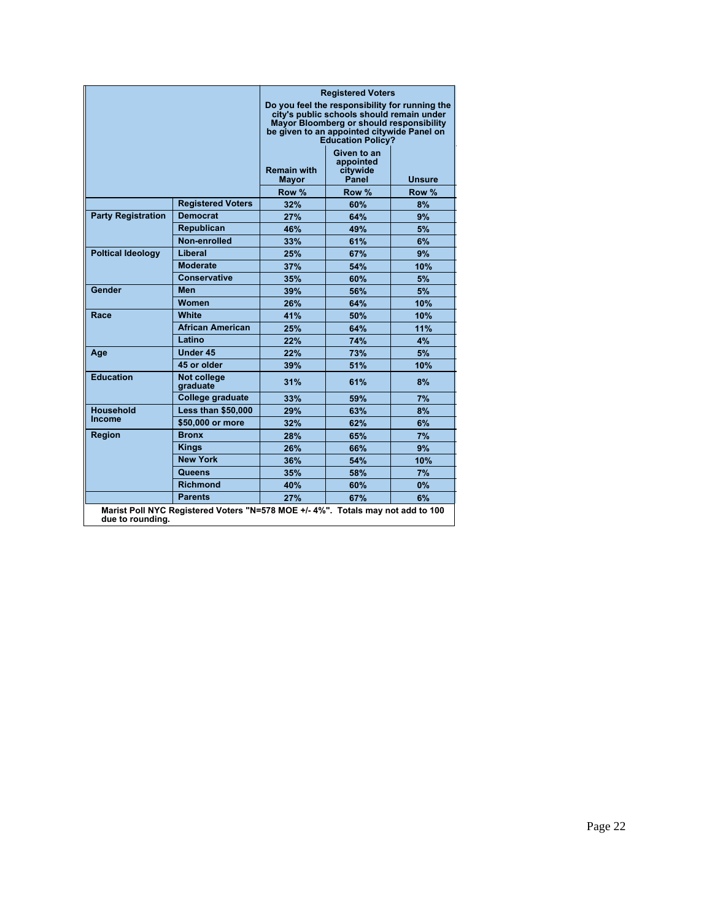| | | Registered Voters<br>Do you feel the responsibility for running the city's public schools should remain under Mayor Bloomberg or should responsibility be given to an appointed citywide Panel on Education Policy? | | |
|---|---|---|---|---|
| | | Remain with Mayor | Given to an appointed citywide Panel | Unsure |
| | | Row % | Row % | Row % |
| | Registered Voters | 32% | 60% | 8% |
| Party Registration | Democrat | 27% | 64% | 9% |
| | Republican | 46% | 49% | 5% |
| | Non-enrolled | 33% | 61% | 6% |
| Poltical Ideology | Liberal | 25% | 67% | 9% |
| | Moderate | 37% | 54% | 10% |
| | Conservative | 35% | 60% | 5% |
| Gender | Men | 39% | 56% | 5% |
| | Women | 26% | 64% | 10% |
| Race | White | 41% | 50% | 10% |
| | African American | 25% | 64% | 11% |
| | Latino | 22% | 74% | 4% |
| Age | Under 45 | 22% | 73% | 5% |
| | 45 or older | 39% | 51% | 10% |
| Education | Not college graduate | 31% | 61% | 8% |
| | College graduate | 33% | 59% | 7% |
| Household Income | Less than $50,000 | 29% | 63% | 8% |
| | $50,000 or more | 32% | 62% | 6% |
| Region | Bronx | 28% | 65% | 7% |
| | Kings | 26% | 66% | 9% |
| | New York | 36% | 54% | 10% |
| | Queens | 35% | 58% | 7% |
| | Richmond | 40% | 60% | 0% |
| | Parents | 27% | 67% | 6% |

Marist Poll NYC Registered Voters "N=578 MOE +/- 4%". Totals may not add to 100 due to rounding.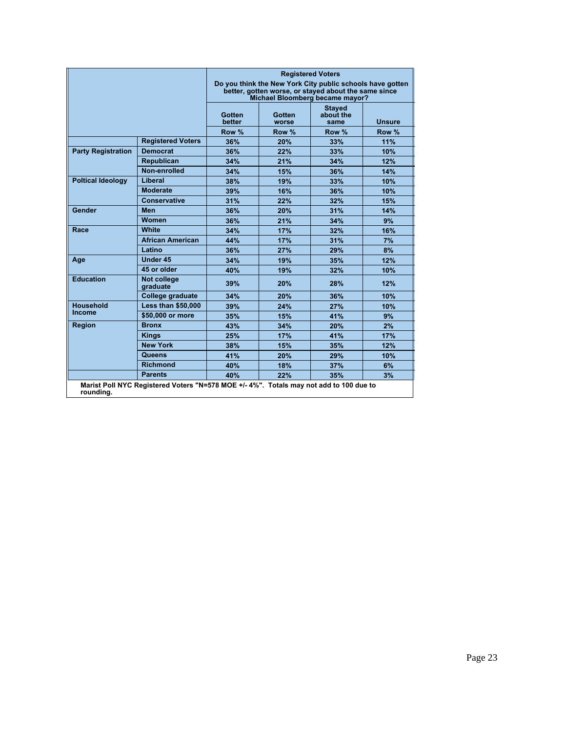| | | Registered Voters<br>Do you think the New York City public schools have gotten better, gotten worse, or stayed about the same since Michael Bloomberg became mayor? | | | |
|---|---|---|---|---|---|
| | | Gotten better | Gotten worse | Stayed about the same | Unsure |
| | | Row % | Row % | Row % | Row % |
| | Registered Voters | 36% | 20% | 33% | 11% |
| Party Registration | Democrat | 36% | 22% | 33% | 10% |
| | Republican | 34% | 21% | 34% | 12% |
| | Non-enrolled | 34% | 15% | 36% | 14% |
| Poltical Ideology | Liberal | 38% | 19% | 33% | 10% |
| | Moderate | 39% | 16% | 36% | 10% |
| | Conservative | 31% | 22% | 32% | 15% |
| Gender | Men | 36% | 20% | 31% | 14% |
| | Women | 36% | 21% | 34% | 9% |
| Race | White | 34% | 17% | 32% | 16% |
| | African American | 44% | 17% | 31% | 7% |
| | Latino | 36% | 27% | 29% | 8% |
| Age | Under 45 | 34% | 19% | 35% | 12% |
| | 45 or older | 40% | 19% | 32% | 10% |
| Education | Not college graduate | 39% | 20% | 28% | 12% |
| | College graduate | 34% | 20% | 36% | 10% |
| Household Income | Less than $50,000 | 39% | 24% | 27% | 10% |
| | $50,000 or more | 35% | 15% | 41% | 9% |
| Region | Bronx | 43% | 34% | 20% | 2% |
| | Kings | 25% | 17% | 41% | 17% |
| | New York | 38% | 15% | 35% | 12% |
| | Queens | 41% | 20% | 29% | 10% |
| | Richmond | 40% | 18% | 37% | 6% |
| | Parents | 40% | 22% | 35% | 3% |

Marist Poll NYC Registered Voters "N=578 MOE +/- 4%". Totals may not add to 100 due to rounding.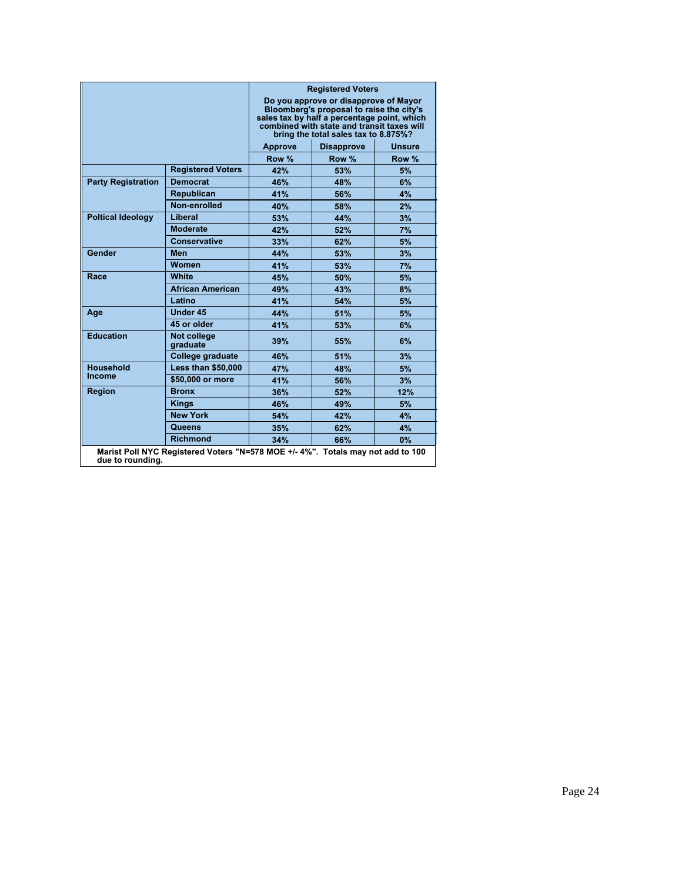| | | Registered Voters<br>Do you approve or disapprove of Mayor Bloomberg's proposal to raise the city's sales tax by half a percentage point, which combined with state and transit taxes will bring the total sales tax to 8.875%? | | |
|---|---|---|---|---|
| | | Approve | Disapprove | Unsure |
| | | Row % | Row % | Row % |
| | Registered Voters | 42% | 53% | 5% |
| Party Registration | Democrat | 46% | 48% | 6% |
| | Republican | 41% | 56% | 4% |
| | Non-enrolled | 40% | 58% | 2% |
| Poltical Ideology | Liberal | 53% | 44% | 3% |
| | Moderate | 42% | 52% | 7% |
| | Conservative | 33% | 62% | 5% |
| Gender | Men | 44% | 53% | 3% |
| | Women | 41% | 53% | 7% |
| Race | White | 45% | 50% | 5% |
| | African American | 49% | 43% | 8% |
| | Latino | 41% | 54% | 5% |
| Age | Under 45 | 44% | 51% | 5% |
| | 45 or older | 41% | 53% | 6% |
| Education | Not college graduate | 39% | 55% | 6% |
| | College graduate | 46% | 51% | 3% |
| Household Income | Less than $50,000 | 47% | 48% | 5% |
| | $50,000 or more | 41% | 56% | 3% |
| Region | Bronx | 36% | 52% | 12% |
| | Kings | 46% | 49% | 5% |
| | New York | 54% | 42% | 4% |
| | Queens | 35% | 62% | 4% |
| | Richmond | 34% | 66% | 0% |

Marist Poll NYC Registered Voters "N=578 MOE +/- 4%". Totals may not add to 100 due to rounding.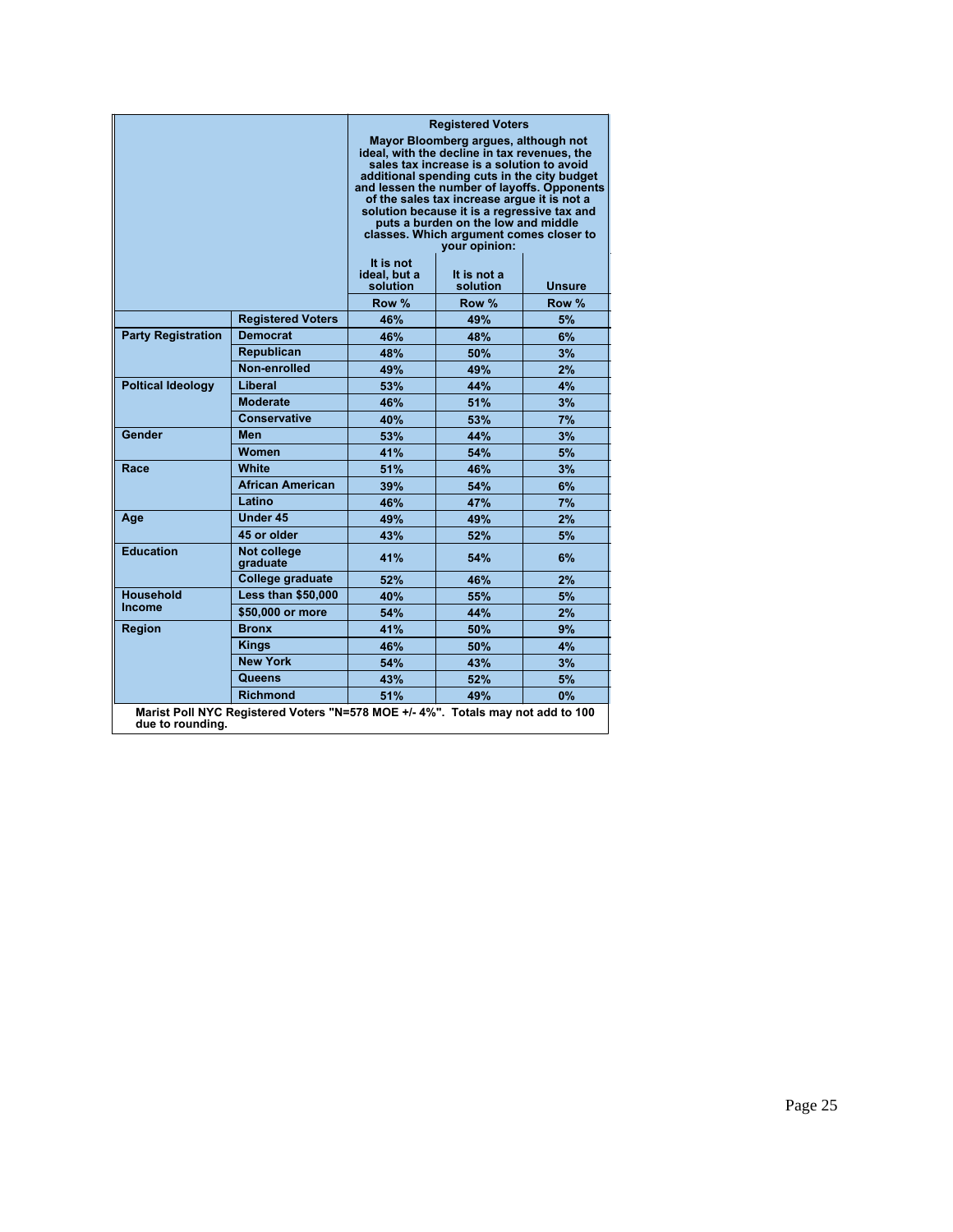| | | Registered Voters<br>Mayor Bloomberg argues, although not ideal, with the decline in tax revenues, the sales tax increase is a solution to avoid additional spending cuts in the city budget and lessen the number of layoffs. Opponents of the sales tax increase argue it is not a solution because it is a regressive tax and puts a burden on the low and middle classes. Which argument comes closer to your opinion: | | |
|---|---|---|---|---|
| | | It is not ideal, but a solution | It is not a solution | Unsure |
| | | Row % | Row % | Row % |
| | Registered Voters | 46% | 49% | 5% |
| Party Registration | Democrat | 46% | 48% | 6% |
| | Republican | 48% | 50% | 3% |
| | Non-enrolled | 49% | 49% | 2% |
| Poltical Ideology | Liberal | 53% | 44% | 4% |
| | Moderate | 46% | 51% | 3% |
| | Conservative | 40% | 53% | 7% |
| Gender | Men | 53% | 44% | 3% |
| | Women | 41% | 54% | 5% |
| Race | White | 51% | 46% | 3% |
| | African American | 39% | 54% | 6% |
| | Latino | 46% | 47% | 7% |
| Age | Under 45 | 49% | 49% | 2% |
| | 45 or older | 43% | 52% | 5% |
| Education | Not college graduate | 41% | 54% | 6% |
| | College graduate | 52% | 46% | 2% |
| Household Income | Less than $50,000 | 40% | 55% | 5% |
| | $50,000 or more | 54% | 44% | 2% |
| Region | Bronx | 41% | 50% | 9% |
| | Kings | 46% | 50% | 4% |
| | New York | 54% | 43% | 3% |
| | Queens | 43% | 52% | 5% |
| | Richmond | 51% | 49% | 0% |

Marist Poll NYC Registered Voters "N=578 MOE +/- 4%". Totals may not add to 100 due to rounding.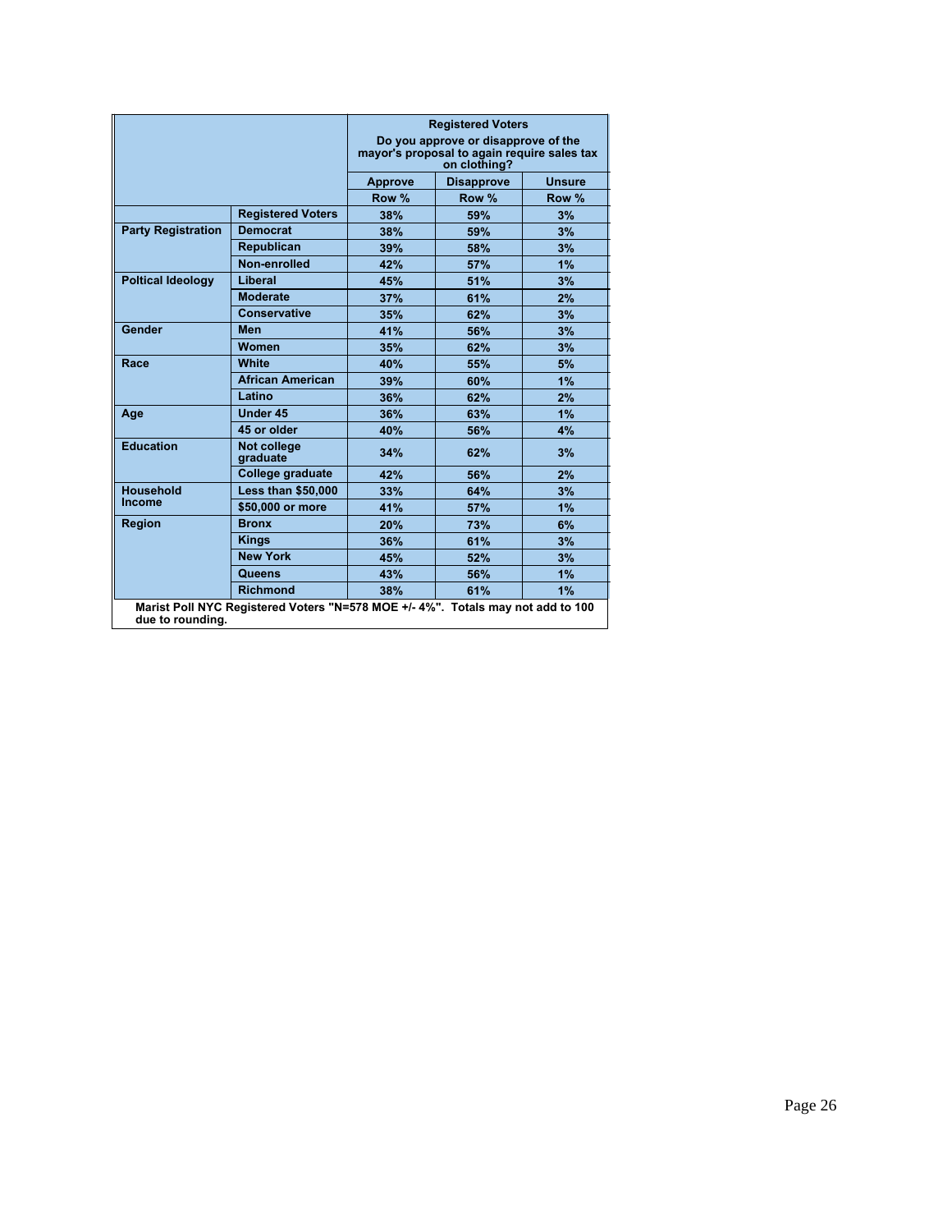| | | Registered Voters<br>Do you approve or disapprove of the mayor's proposal to again require sales tax on clothing? | | |
|---|---|---|---|---|
| | | Approve | Disapprove | Unsure |
| | | Row % | Row % | Row % |
| | Registered Voters | 38% | 59% | 3% |
| Party Registration | Democrat | 38% | 59% | 3% |
| | Republican | 39% | 58% | 3% |
| | Non-enrolled | 42% | 57% | 1% |
| Poltical Ideology | Liberal | 45% | 51% | 3% |
| | Moderate | 37% | 61% | 2% |
| | Conservative | 35% | 62% | 3% |
| Gender | Men | 41% | 56% | 3% |
| | Women | 35% | 62% | 3% |
| Race | White | 40% | 55% | 5% |
| | African American | 39% | 60% | 1% |
| | Latino | 36% | 62% | 2% |
| Age | Under 45 | 36% | 63% | 1% |
| | 45 or older | 40% | 56% | 4% |
| Education | Not college graduate | 34% | 62% | 3% |
| | College graduate | 42% | 56% | 2% |
| Household Income | Less than $50,000 | 33% | 64% | 3% |
| | $50,000 or more | 41% | 57% | 1% |
| Region | Bronx | 20% | 73% | 6% |
| | Kings | 36% | 61% | 3% |
| | New York | 45% | 52% | 3% |
| | Queens | 43% | 56% | 1% |
| | Richmond | 38% | 61% | 1% |

Marist Poll NYC Registered Voters "N=578 MOE +/- 4%". Totals may not add to 100 due to rounding.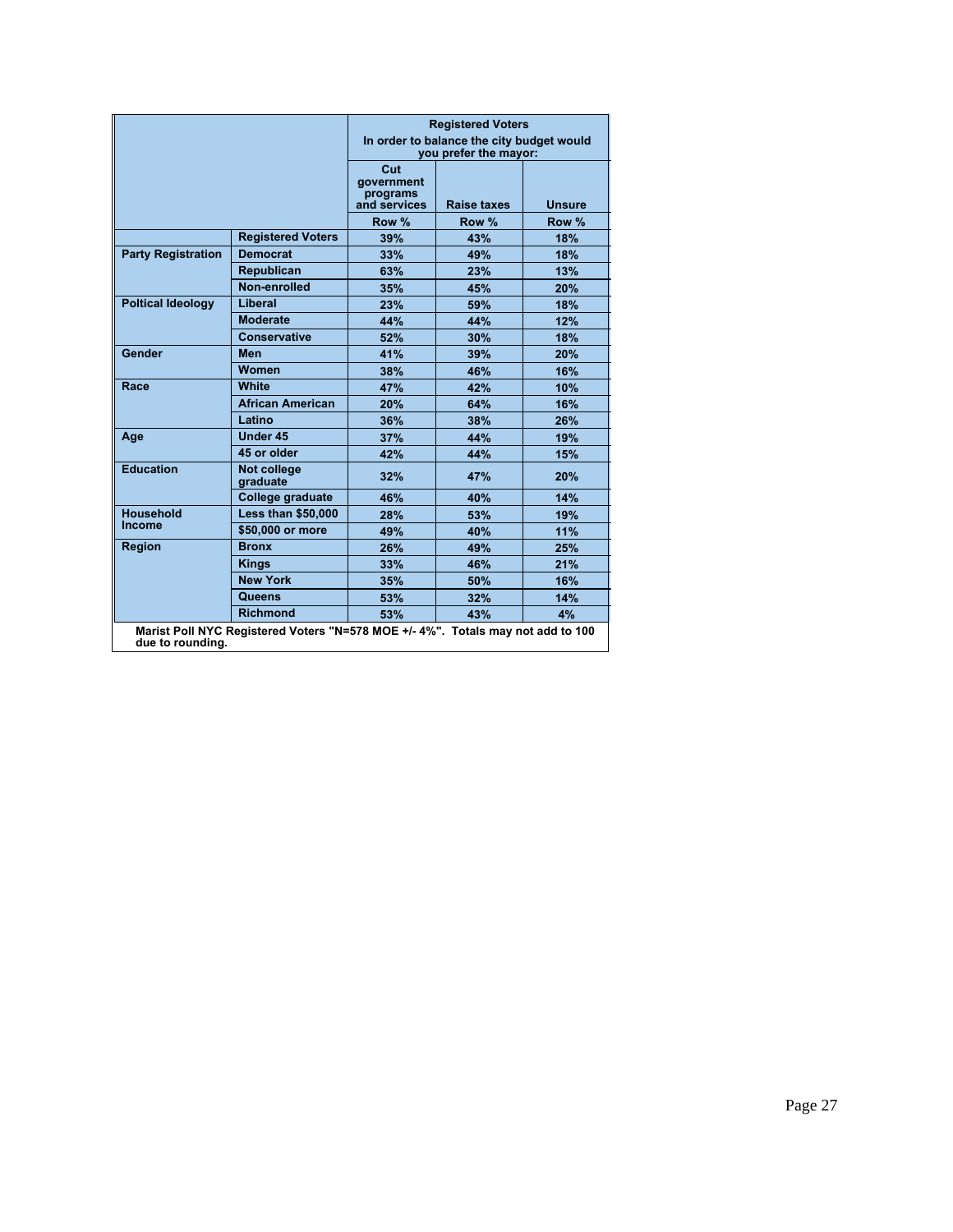| | | Registered Voters In order to balance the city budget would you prefer the mayor: | | |
|---|---|---|---|---|
| | | Cut government programs and services | Raise taxes | Unsure |
| | | Row % | Row % | Row % |
| | Registered Voters | 39% | 43% | 18% |
| Party Registration | Democrat | 33% | 49% | 18% |
| | Republican | 63% | 23% | 13% |
| | Non-enrolled | 35% | 45% | 20% |
| Poltical Ideology | Liberal | 23% | 59% | 18% |
| | Moderate | 44% | 44% | 12% |
| | Conservative | 52% | 30% | 18% |
| Gender | Men | 41% | 39% | 20% |
| | Women | 38% | 46% | 16% |
| Race | White | 47% | 42% | 10% |
| | African American | 20% | 64% | 16% |
| | Latino | 36% | 38% | 26% |
| Age | Under 45 | 37% | 44% | 19% |
| | 45 or older | 42% | 44% | 15% |
| Education | Not college graduate | 32% | 47% | 20% |
| | College graduate | 46% | 40% | 14% |
| Household Income | Less than $50,000 | 28% | 53% | 19% |
| | $50,000 or more | 49% | 40% | 11% |
| Region | Bronx | 26% | 49% | 25% |
| | Kings | 33% | 46% | 21% |
| | New York | 35% | 50% | 16% |
| | Queens | 53% | 32% | 14% |
| | Richmond | 53% | 43% | 4% |

Marist Poll NYC Registered Voters "N=578 MOE +/- 4%". Totals may not add to 100 due to rounding.